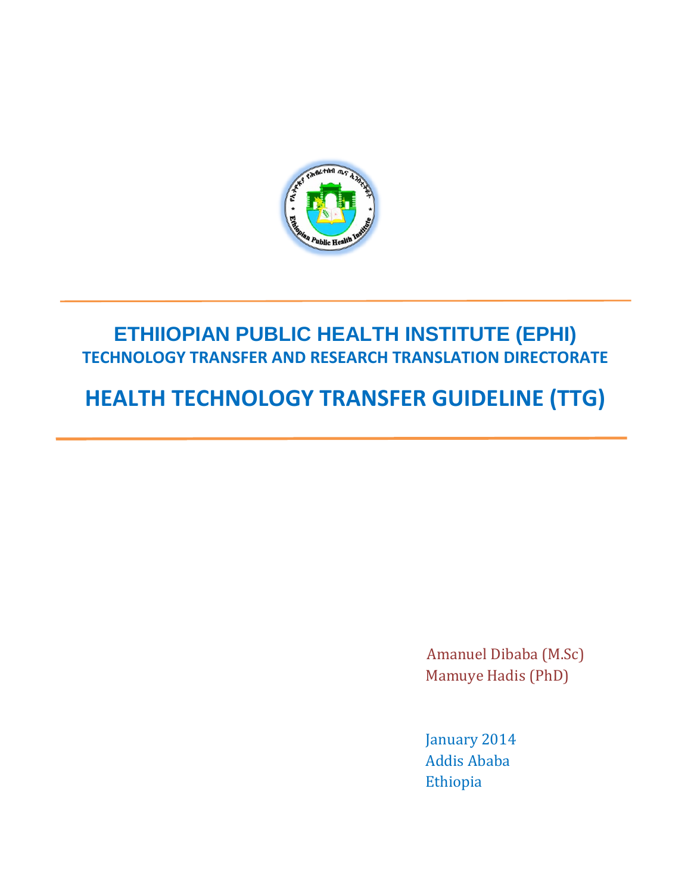# ETHIIOPIAN PUBLIC HEALTH INSTITUTE (EPHI)

## TECHNOLOGY TRANSFER AND RESEARCH TRANSLATION DIRECTORATE

# HEALTH TECHNOLOGY TRANSFER GUIDELINE (TTG)

Amanuel Dibaba (M.Sc)
Mamuye Hadis (PhD)

January 2014
Addis Ababa
Ethiopia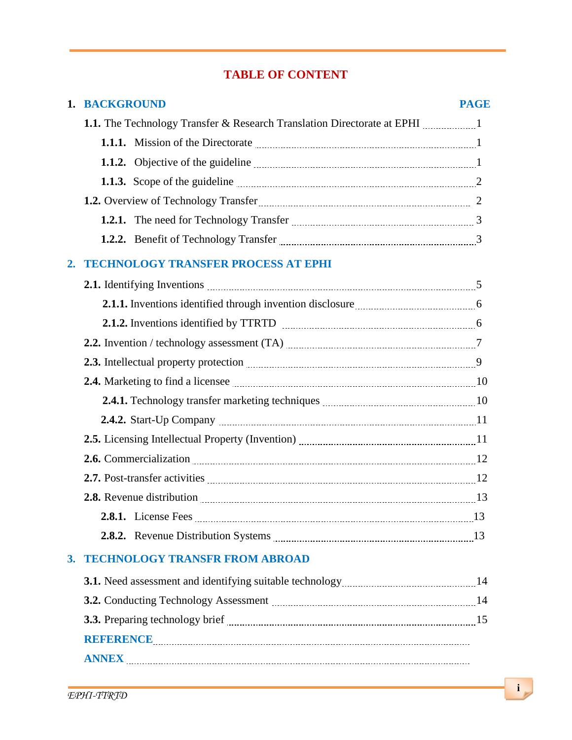# TABLE OF CONTENT

**1. BACKGROUND** **PAGE**

- **1.1.** The Technology Transfer & Research Translation Directorate at EPHI ........ 1
  - **1.1.1.** Mission of the Directorate ........ 1
  - **1.1.2.** Objective of the guideline ........ 1
  - **1.1.3.** Scope of the guideline ........ 2
- **1.2.** Overview of Technology Transfer ........ 2
  - **1.2.1.** The need for Technology Transfer ........ 3
  - **1.2.2.** Benefit of Technology Transfer ........ 3

**2. TECHNOLOGY TRANSFER PROCESS AT EPHI**

- **2.1.** Identifying Inventions ........ 5
  - **2.1.1.** Inventions identified through invention disclosure ........ 6
  - **2.1.2.** Inventions identified by TTRTD ........ 6
- **2.2.** Invention / technology assessment (TA) ........ 7
- **2.3.** Intellectual property protection ........ 9
- **2.4.** Marketing to find a licensee ........ 10
  - **2.4.1.** Technology transfer marketing techniques ........ 10
  - **2.4.2.** Start-Up Company ........ 11
- **2.5.** Licensing Intellectual Property (Invention) ........ 11
- **2.6.** Commercialization ........ 12
- **2.7.** Post-transfer activities ........ 12
- **2.8.** Revenue distribution ........ 13
  - **2.8.1.** License Fees ........ 13
  - **2.8.2.** Revenue Distribution Systems ........ 13

**3. TECHNOLOGY TRANSFR FROM ABROAD**

- **3.1.** Need assessment and identifying suitable technology ........ 14
- **3.2.** Conducting Technology Assessment ........ 14
- **3.3.** Preparing technology brief ........ 15

**REFERENCE** ........

**ANNEX** ........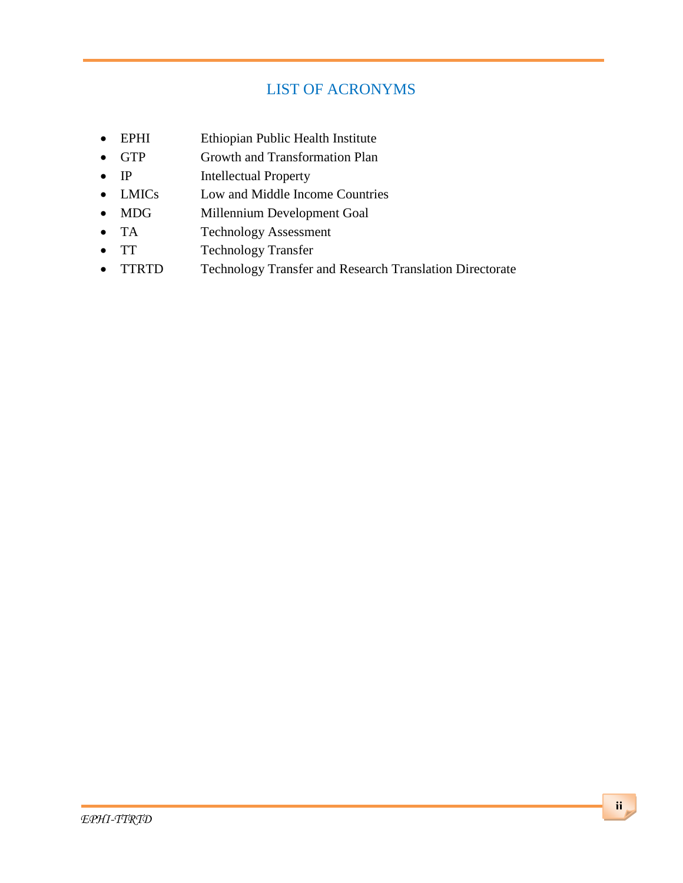## LIST OF ACRONYMS

- EPHI Ethiopian Public Health Institute
- GTP Growth and Transformation Plan
- IP Intellectual Property
- LMICs Low and Middle Income Countries
- MDG Millennium Development Goal
- TA Technology Assessment
- TT Technology Transfer
- TTRTD Technology Transfer and Research Translation Directorate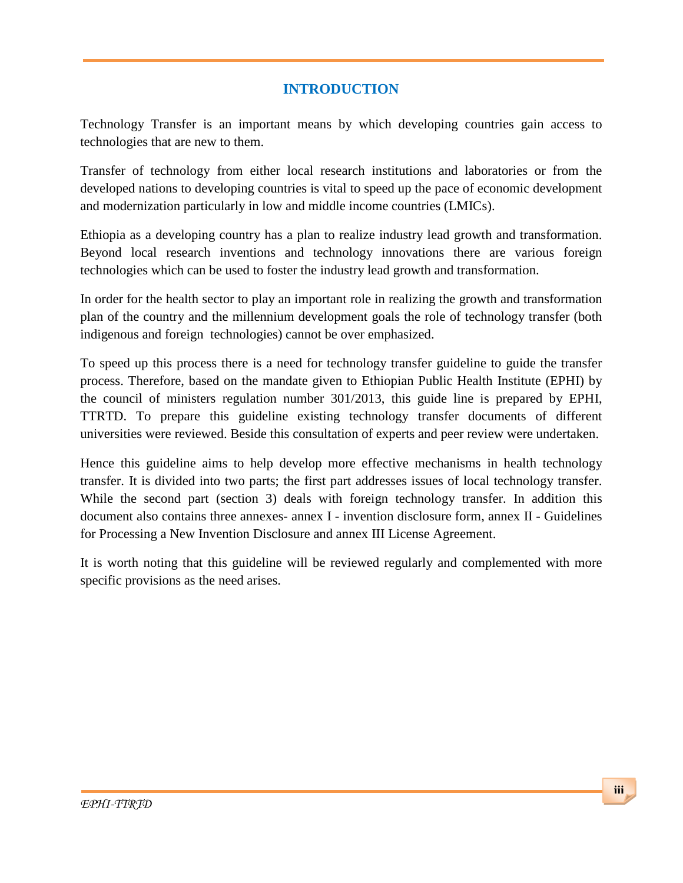# INTRODUCTION

Technology Transfer is an important means by which developing countries gain access to technologies that are new to them.

Transfer of technology from either local research institutions and laboratories or from the developed nations to developing countries is vital to speed up the pace of economic development and modernization particularly in low and middle income countries (LMICs).

Ethiopia as a developing country has a plan to realize industry lead growth and transformation. Beyond local research inventions and technology innovations there are various foreign technologies which can be used to foster the industry lead growth and transformation.

In order for the health sector to play an important role in realizing the growth and transformation plan of the country and the millennium development goals the role of technology transfer (both indigenous and foreign technologies) cannot be over emphasized.

To speed up this process there is a need for technology transfer guideline to guide the transfer process. Therefore, based on the mandate given to Ethiopian Public Health Institute (EPHI) by the council of ministers regulation number 301/2013, this guide line is prepared by EPHI, TTRTD. To prepare this guideline existing technology transfer documents of different universities were reviewed. Beside this consultation of experts and peer review were undertaken.

Hence this guideline aims to help develop more effective mechanisms in health technology transfer. It is divided into two parts; the first part addresses issues of local technology transfer. While the second part (section 3) deals with foreign technology transfer. In addition this document also contains three annexes- annex I - invention disclosure form, annex II - Guidelines for Processing a New Invention Disclosure and annex III License Agreement.

It is worth noting that this guideline will be reviewed regularly and complemented with more specific provisions as the need arises.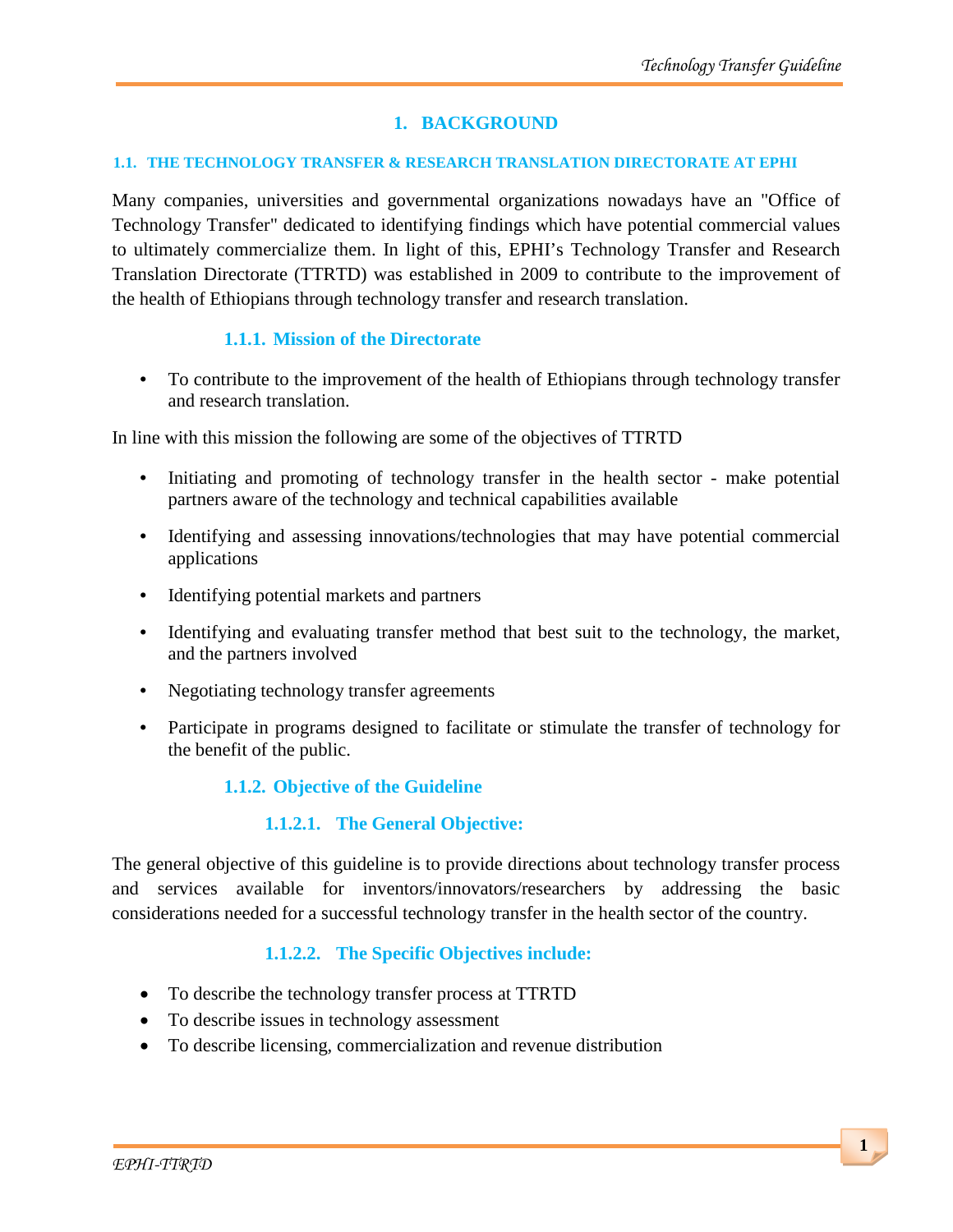# 1. BACKGROUND

## 1.1. THE TECHNOLOGY TRANSFER & RESEARCH TRANSLATION DIRECTORATE AT EPHI

Many companies, universities and governmental organizations nowadays have an "Office of Technology Transfer" dedicated to identifying findings which have potential commercial values to ultimately commercialize them. In light of this, EPHI's Technology Transfer and Research Translation Directorate (TTRTD) was established in 2009 to contribute to the improvement of the health of Ethiopians through technology transfer and research translation.

### 1.1.1. Mission of the Directorate

- To contribute to the improvement of the health of Ethiopians through technology transfer and research translation.

In line with this mission the following are some of the objectives of TTRTD

- Initiating and promoting of technology transfer in the health sector - make potential partners aware of the technology and technical capabilities available
- Identifying and assessing innovations/technologies that may have potential commercial applications
- Identifying potential markets and partners
- Identifying and evaluating transfer method that best suit to the technology, the market, and the partners involved
- Negotiating technology transfer agreements
- Participate in programs designed to facilitate or stimulate the transfer of technology for the benefit of the public.

### 1.1.2. Objective of the Guideline

#### 1.1.2.1. The General Objective:

The general objective of this guideline is to provide directions about technology transfer process and services available for inventors/innovators/researchers by addressing the basic considerations needed for a successful technology transfer in the health sector of the country.

#### 1.1.2.2. The Specific Objectives include:

- To describe the technology transfer process at TTRTD
- To describe issues in technology assessment
- To describe licensing, commercialization and revenue distribution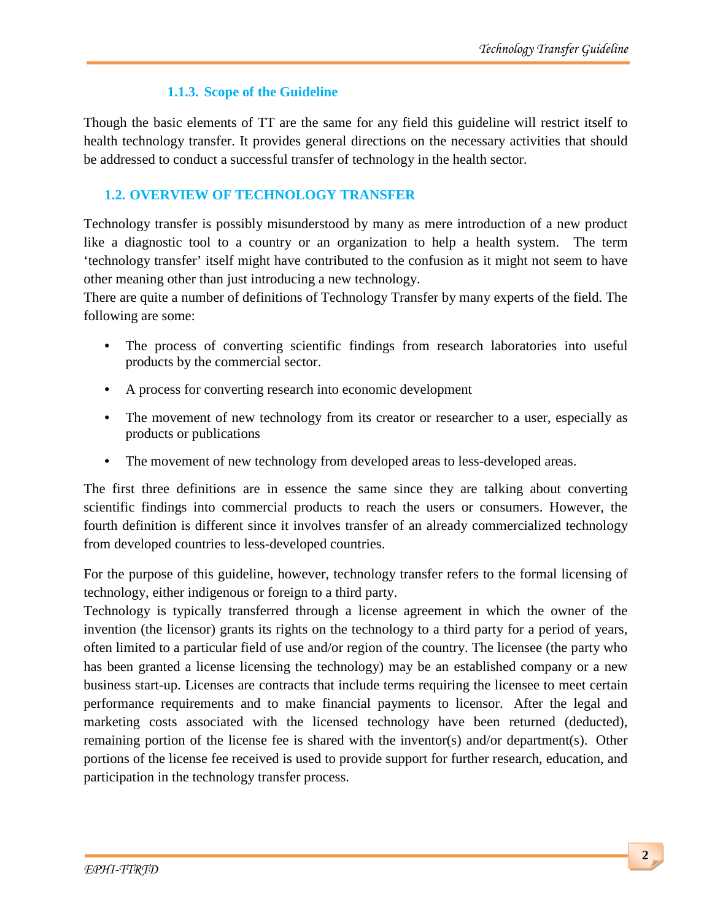### 1.1.3. Scope of the Guideline

Though the basic elements of TT are the same for any field this guideline will restrict itself to health technology transfer. It provides general directions on the necessary activities that should be addressed to conduct a successful transfer of technology in the health sector.

## 1.2. OVERVIEW OF TECHNOLOGY TRANSFER

Technology transfer is possibly misunderstood by many as mere introduction of a new product like a diagnostic tool to a country or an organization to help a health system. The term 'technology transfer' itself might have contributed to the confusion as it might not seem to have other meaning other than just introducing a new technology.

There are quite a number of definitions of Technology Transfer by many experts of the field. The following are some:

- The process of converting scientific findings from research laboratories into useful products by the commercial sector.
- A process for converting research into economic development
- The movement of new technology from its creator or researcher to a user, especially as products or publications
- The movement of new technology from developed areas to less-developed areas.

The first three definitions are in essence the same since they are talking about converting scientific findings into commercial products to reach the users or consumers. However, the fourth definition is different since it involves transfer of an already commercialized technology from developed countries to less-developed countries.

For the purpose of this guideline, however, technology transfer refers to the formal licensing of technology, either indigenous or foreign to a third party.

Technology is typically transferred through a license agreement in which the owner of the invention (the licensor) grants its rights on the technology to a third party for a period of years, often limited to a particular field of use and/or region of the country. The licensee (the party who has been granted a license licensing the technology) may be an established company or a new business start-up. Licenses are contracts that include terms requiring the licensee to meet certain performance requirements and to make financial payments to licensor. After the legal and marketing costs associated with the licensed technology have been returned (deducted), remaining portion of the license fee is shared with the inventor(s) and/or department(s). Other portions of the license fee received is used to provide support for further research, education, and participation in the technology transfer process.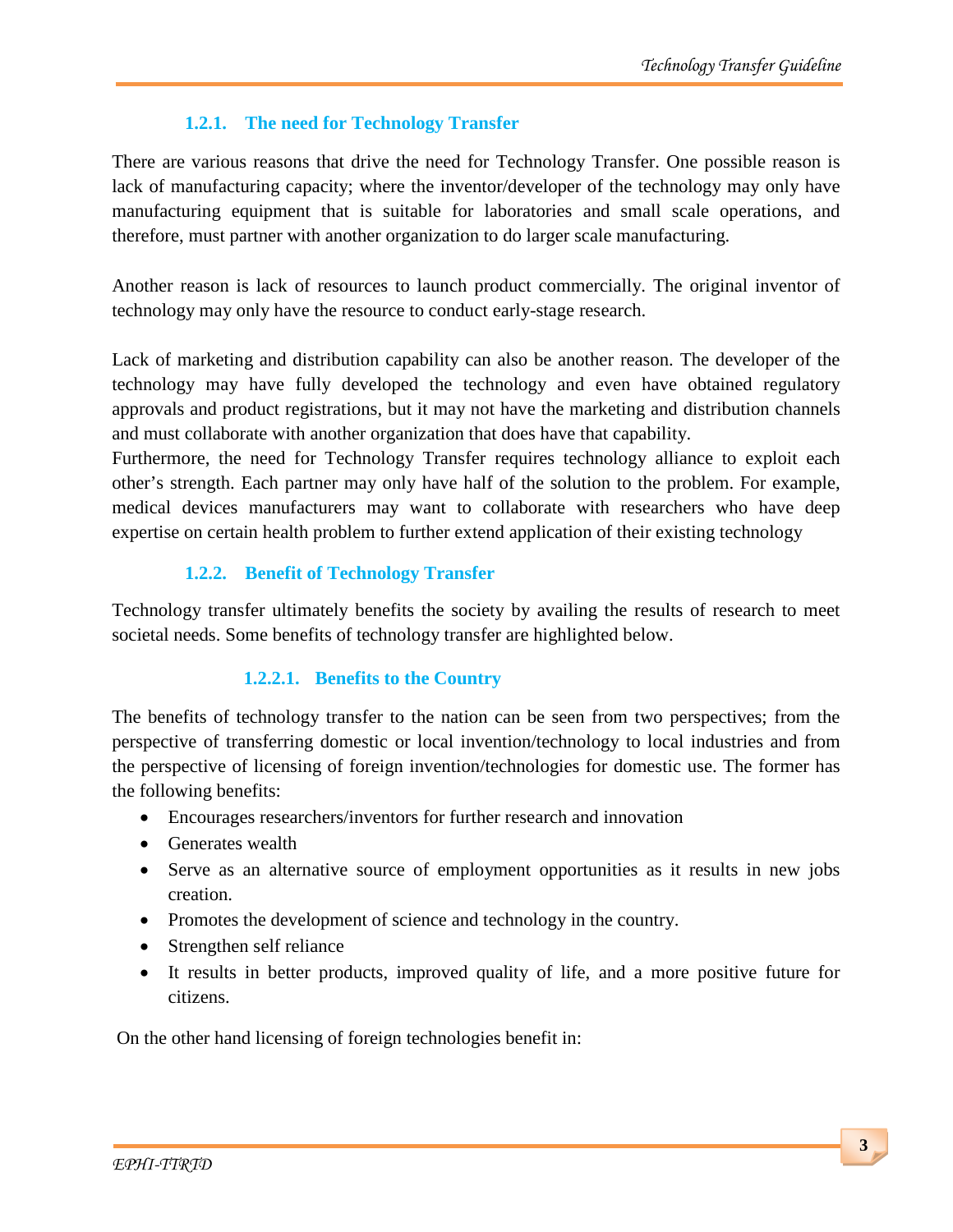### 1.2.1. The need for Technology Transfer

There are various reasons that drive the need for Technology Transfer. One possible reason is lack of manufacturing capacity; where the inventor/developer of the technology may only have manufacturing equipment that is suitable for laboratories and small scale operations, and therefore, must partner with another organization to do larger scale manufacturing.

Another reason is lack of resources to launch product commercially. The original inventor of technology may only have the resource to conduct early-stage research.

Lack of marketing and distribution capability can also be another reason. The developer of the technology may have fully developed the technology and even have obtained regulatory approvals and product registrations, but it may not have the marketing and distribution channels and must collaborate with another organization that does have that capability.
Furthermore, the need for Technology Transfer requires technology alliance to exploit each other's strength. Each partner may only have half of the solution to the problem. For example, medical devices manufacturers may want to collaborate with researchers who have deep expertise on certain health problem to further extend application of their existing technology

### 1.2.2. Benefit of Technology Transfer

Technology transfer ultimately benefits the society by availing the results of research to meet societal needs. Some benefits of technology transfer are highlighted below.

#### 1.2.2.1. Benefits to the Country

The benefits of technology transfer to the nation can be seen from two perspectives; from the perspective of transferring domestic or local invention/technology to local industries and from the perspective of licensing of foreign invention/technologies for domestic use. The former has the following benefits:

- Encourages researchers/inventors for further research and innovation
- Generates wealth
- Serve as an alternative source of employment opportunities as it results in new jobs creation.
- Promotes the development of science and technology in the country.
- Strengthen self reliance
- It results in better products, improved quality of life, and a more positive future for citizens.

On the other hand licensing of foreign technologies benefit in: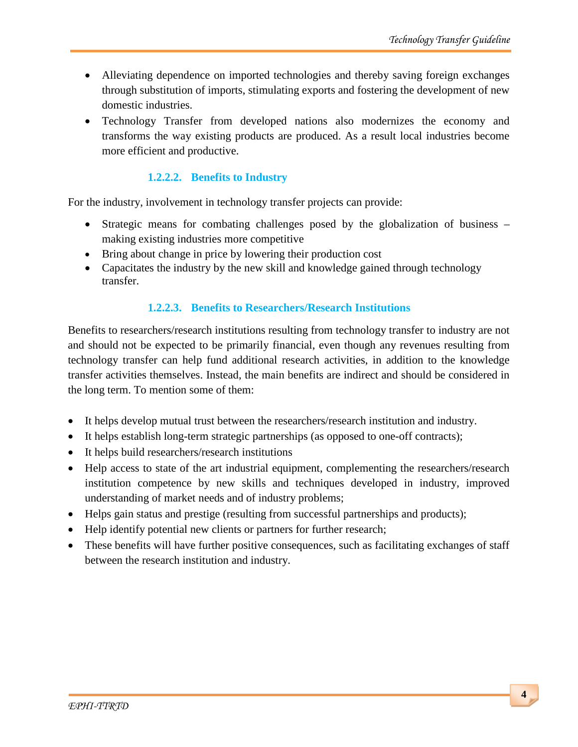- Alleviating dependence on imported technologies and thereby saving foreign exchanges through substitution of imports, stimulating exports and fostering the development of new domestic industries.
- Technology Transfer from developed nations also modernizes the economy and transforms the way existing products are produced. As a result local industries become more efficient and productive.

#### 1.2.2.2. Benefits to Industry

For the industry, involvement in technology transfer projects can provide:

- Strategic means for combating challenges posed by the globalization of business – making existing industries more competitive
- Bring about change in price by lowering their production cost
- Capacitates the industry by the new skill and knowledge gained through technology transfer.

#### 1.2.2.3. Benefits to Researchers/Research Institutions

Benefits to researchers/research institutions resulting from technology transfer to industry are not and should not be expected to be primarily financial, even though any revenues resulting from technology transfer can help fund additional research activities, in addition to the knowledge transfer activities themselves. Instead, the main benefits are indirect and should be considered in the long term. To mention some of them:

- It helps develop mutual trust between the researchers/research institution and industry.
- It helps establish long-term strategic partnerships (as opposed to one-off contracts);
- It helps build researchers/research institutions
- Help access to state of the art industrial equipment, complementing the researchers/research institution competence by new skills and techniques developed in industry, improved understanding of market needs and of industry problems;
- Helps gain status and prestige (resulting from successful partnerships and products);
- Help identify potential new clients or partners for further research;
- These benefits will have further positive consequences, such as facilitating exchanges of staff between the research institution and industry.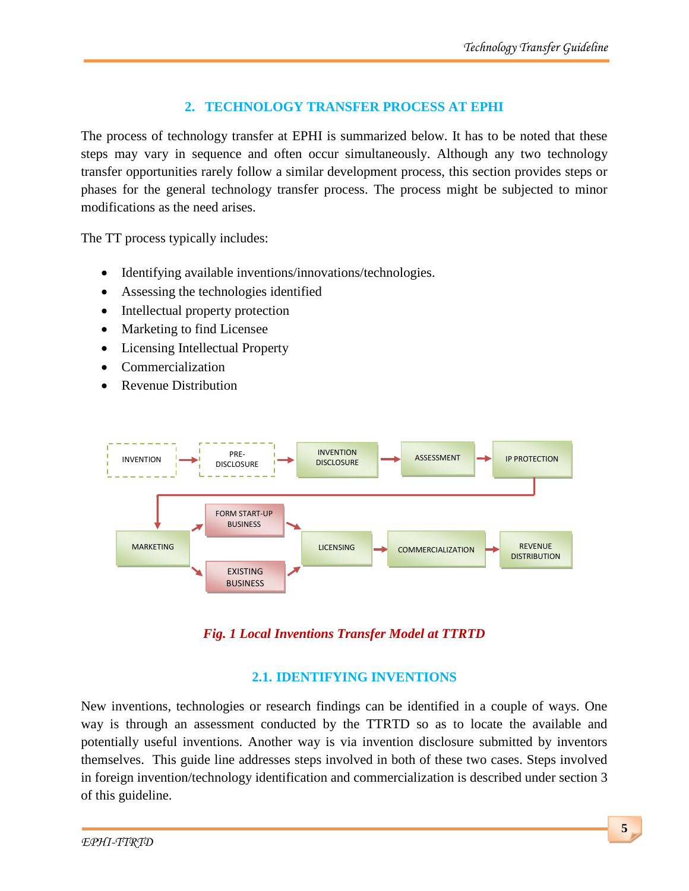## 2. TECHNOLOGY TRANSFER PROCESS AT EPHI

The process of technology transfer at EPHI is summarized below. It has to be noted that these steps may vary in sequence and often occur simultaneously. Although any two technology transfer opportunities rarely follow a similar development process, this section provides steps or phases for the general technology transfer process. The process might be subjected to minor modifications as the need arises.

The TT process typically includes:

- Identifying available inventions/innovations/technologies.
- Assessing the technologies identified
- Intellectual property protection
- Marketing to find Licensee
- Licensing Intellectual Property
- Commercialization
- Revenue Distribution

INVENTION → PRE-DISCLOSURE → INVENTION DISCLOSURE → ASSESSMENT → IP PROTECTION → MARKETING → FORM START-UP BUSINESS / EXISTING BUSINESS → LICENSING → COMMERCIALIZATION → REVENUE DISTRIBUTION

*Fig. 1 Local Inventions Transfer Model at TTRTD*

### 2.1. IDENTIFYING INVENTIONS

New inventions, technologies or research findings can be identified in a couple of ways. One way is through an assessment conducted by the TTRTD so as to locate the available and potentially useful inventions. Another way is via invention disclosure submitted by inventors themselves. This guide line addresses steps involved in both of these two cases. Steps involved in foreign invention/technology identification and commercialization is described under section 3 of this guideline.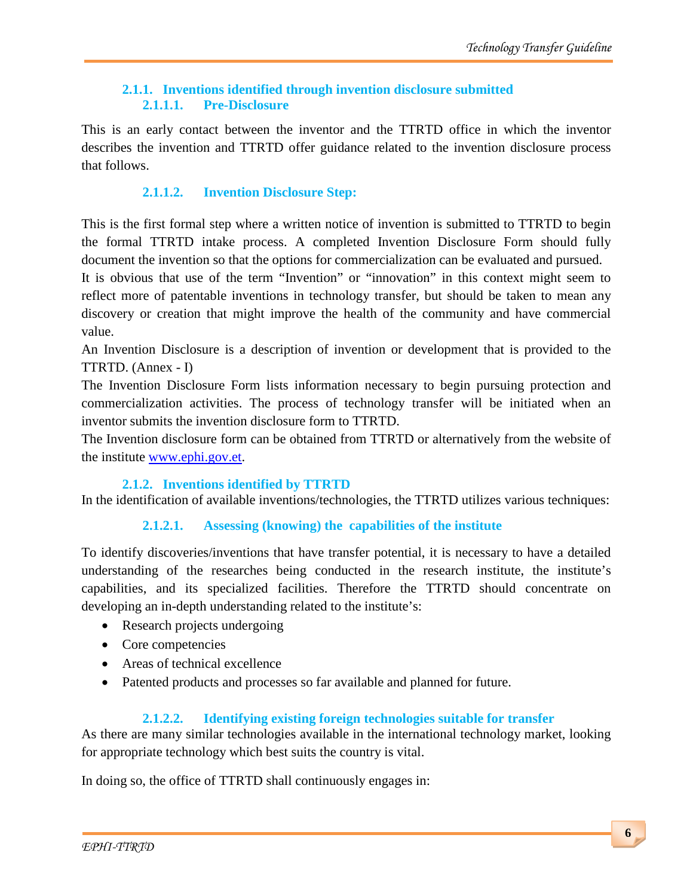### 2.1.1. Inventions identified through invention disclosure submitted

#### 2.1.1.1. Pre-Disclosure

This is an early contact between the inventor and the TTRTD office in which the inventor describes the invention and TTRTD offer guidance related to the invention disclosure process that follows.

#### 2.1.1.2. Invention Disclosure Step:

This is the first formal step where a written notice of invention is submitted to TTRTD to begin the formal TTRTD intake process. A completed Invention Disclosure Form should fully document the invention so that the options for commercialization can be evaluated and pursued.

It is obvious that use of the term "Invention" or "innovation" in this context might seem to reflect more of patentable inventions in technology transfer, but should be taken to mean any discovery or creation that might improve the health of the community and have commercial value.

An Invention Disclosure is a description of invention or development that is provided to the TTRTD. (Annex - I)

The Invention Disclosure Form lists information necessary to begin pursuing protection and commercialization activities. The process of technology transfer will be initiated when an inventor submits the invention disclosure form to TTRTD.

The Invention disclosure form can be obtained from TTRTD or alternatively from the website of the institute [www.ephi.gov.et](www.ephi.gov.et).

### 2.1.2. Inventions identified by TTRTD

In the identification of available inventions/technologies, the TTRTD utilizes various techniques:

#### 2.1.2.1. Assessing (knowing) the capabilities of the institute

To identify discoveries/inventions that have transfer potential, it is necessary to have a detailed understanding of the researches being conducted in the research institute, the institute's capabilities, and its specialized facilities. Therefore the TTRTD should concentrate on developing an in-depth understanding related to the institute's:

- Research projects undergoing
- Core competencies
- Areas of technical excellence
- Patented products and processes so far available and planned for future.

#### 2.1.2.2. Identifying existing foreign technologies suitable for transfer

As there are many similar technologies available in the international technology market, looking for appropriate technology which best suits the country is vital.

In doing so, the office of TTRTD shall continuously engages in: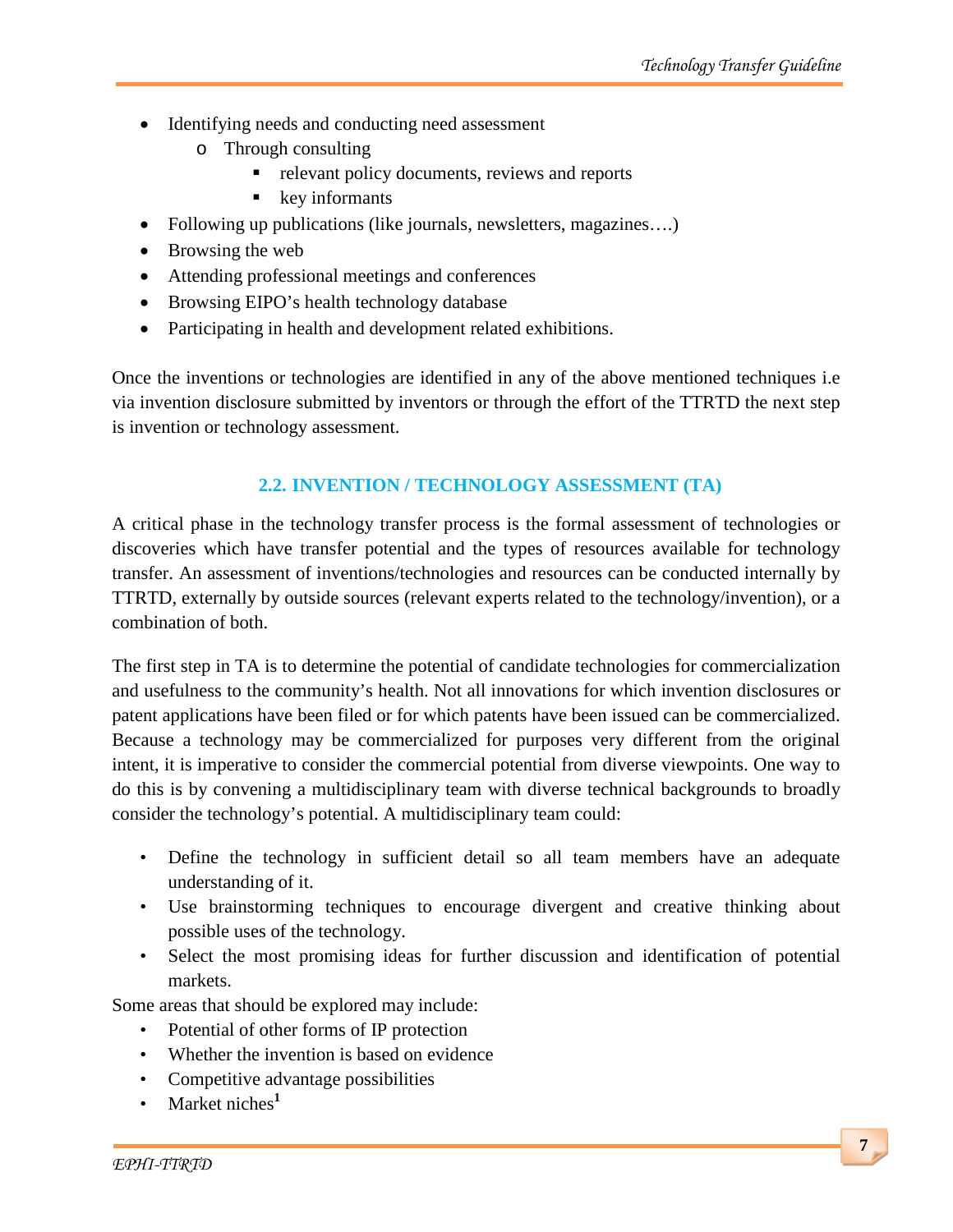- Identifying needs and conducting need assessment
  - Through consulting
    - relevant policy documents, reviews and reports
    - key informants
- Following up publications (like journals, newsletters, magazines….)
- Browsing the web
- Attending professional meetings and conferences
- Browsing EIPO's health technology database
- Participating in health and development related exhibitions.

Once the inventions or technologies are identified in any of the above mentioned techniques i.e via invention disclosure submitted by inventors or through the effort of the TTRTD the next step is invention or technology assessment.

## 2.2. INVENTION / TECHNOLOGY ASSESSMENT (TA)

A critical phase in the technology transfer process is the formal assessment of technologies or discoveries which have transfer potential and the types of resources available for technology transfer. An assessment of inventions/technologies and resources can be conducted internally by TTRTD, externally by outside sources (relevant experts related to the technology/invention), or a combination of both.

The first step in TA is to determine the potential of candidate technologies for commercialization and usefulness to the community's health. Not all innovations for which invention disclosures or patent applications have been filed or for which patents have been issued can be commercialized. Because a technology may be commercialized for purposes very different from the original intent, it is imperative to consider the commercial potential from diverse viewpoints. One way to do this is by convening a multidisciplinary team with diverse technical backgrounds to broadly consider the technology's potential. A multidisciplinary team could:

- Define the technology in sufficient detail so all team members have an adequate understanding of it.
- Use brainstorming techniques to encourage divergent and creative thinking about possible uses of the technology.
- Select the most promising ideas for further discussion and identification of potential markets.

Some areas that should be explored may include:

- Potential of other forms of IP protection
- Whether the invention is based on evidence
- Competitive advantage possibilities
- Market niches[1]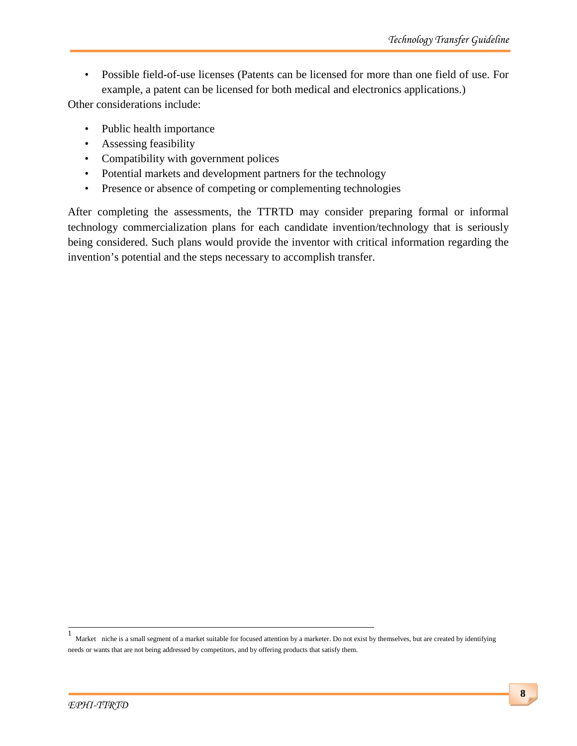- Possible field-of-use licenses (Patents can be licensed for more than one field of use. For example, a patent can be licensed for both medical and electronics applications.)

Other considerations include:

- Public health importance
- Assessing feasibility
- Compatibility with government polices
- Potential markets and development partners for the technology
- Presence or absence of competing or complementing technologies

After completing the assessments, the TTRTD may consider preparing formal or informal technology commercialization plans for each candidate invention/technology that is seriously being considered. Such plans would provide the inventor with critical information regarding the invention's potential and the steps necessary to accomplish transfer.

---

[1] Market niche is a small segment of a market suitable for focused attention by a marketer. Do not exist by themselves, but are created by identifying needs or wants that are not being addressed by competitors, and by offering products that satisfy them.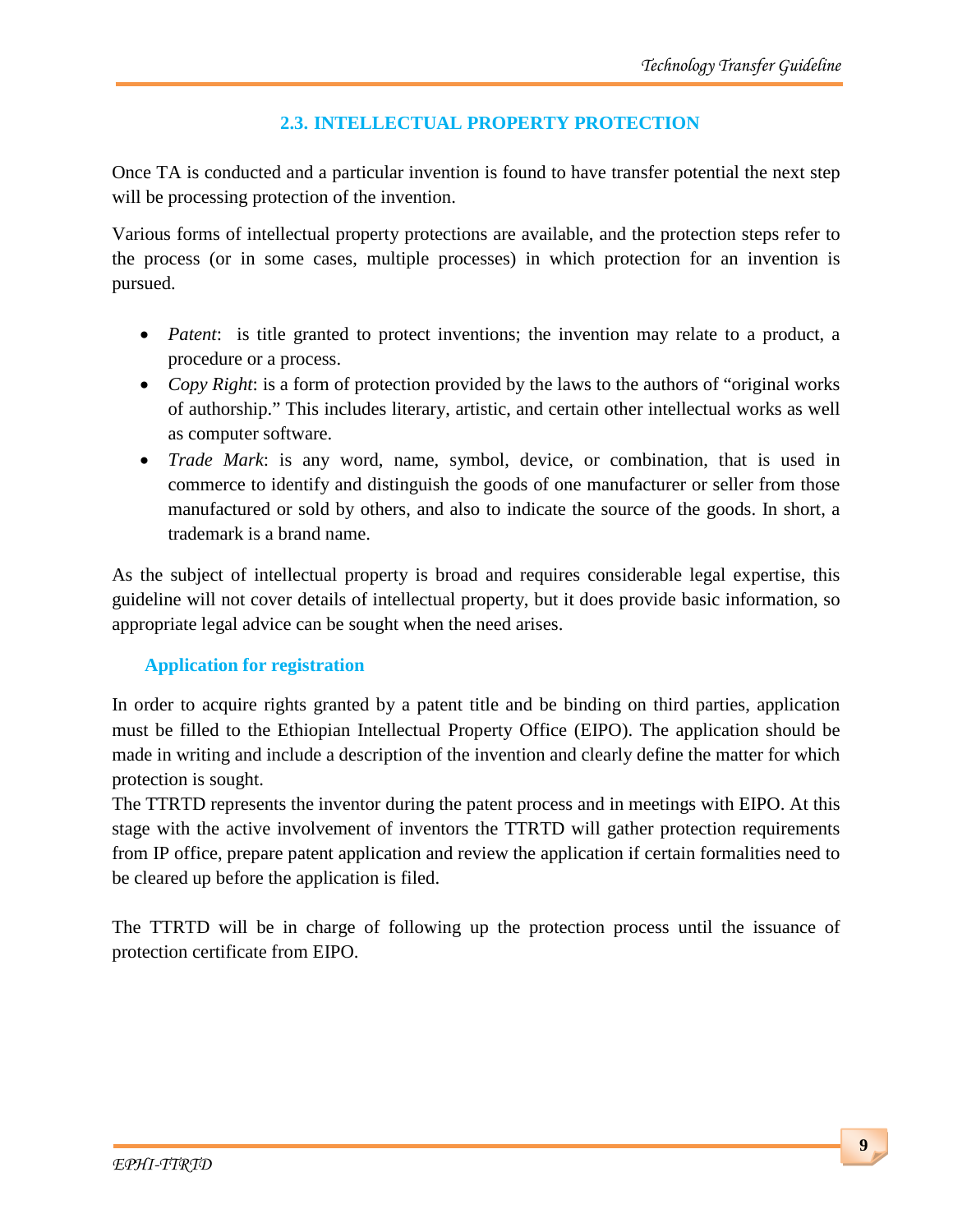## 2.3. INTELLECTUAL PROPERTY PROTECTION

Once TA is conducted and a particular invention is found to have transfer potential the next step will be processing protection of the invention.

Various forms of intellectual property protections are available, and the protection steps refer to the process (or in some cases, multiple processes) in which protection for an invention is pursued.

- *Patent*: is title granted to protect inventions; the invention may relate to a product, a procedure or a process.
- *Copy Right*: is a form of protection provided by the laws to the authors of "original works of authorship." This includes literary, artistic, and certain other intellectual works as well as computer software.
- *Trade Mark*: is any word, name, symbol, device, or combination, that is used in commerce to identify and distinguish the goods of one manufacturer or seller from those manufactured or sold by others, and also to indicate the source of the goods. In short, a trademark is a brand name.

As the subject of intellectual property is broad and requires considerable legal expertise, this guideline will not cover details of intellectual property, but it does provide basic information, so appropriate legal advice can be sought when the need arises.

### Application for registration

In order to acquire rights granted by a patent title and be binding on third parties, application must be filled to the Ethiopian Intellectual Property Office (EIPO). The application should be made in writing and include a description of the invention and clearly define the matter for which protection is sought.

The TTRTD represents the inventor during the patent process and in meetings with EIPO. At this stage with the active involvement of inventors the TTRTD will gather protection requirements from IP office, prepare patent application and review the application if certain formalities need to be cleared up before the application is filed.

The TTRTD will be in charge of following up the protection process until the issuance of protection certificate from EIPO.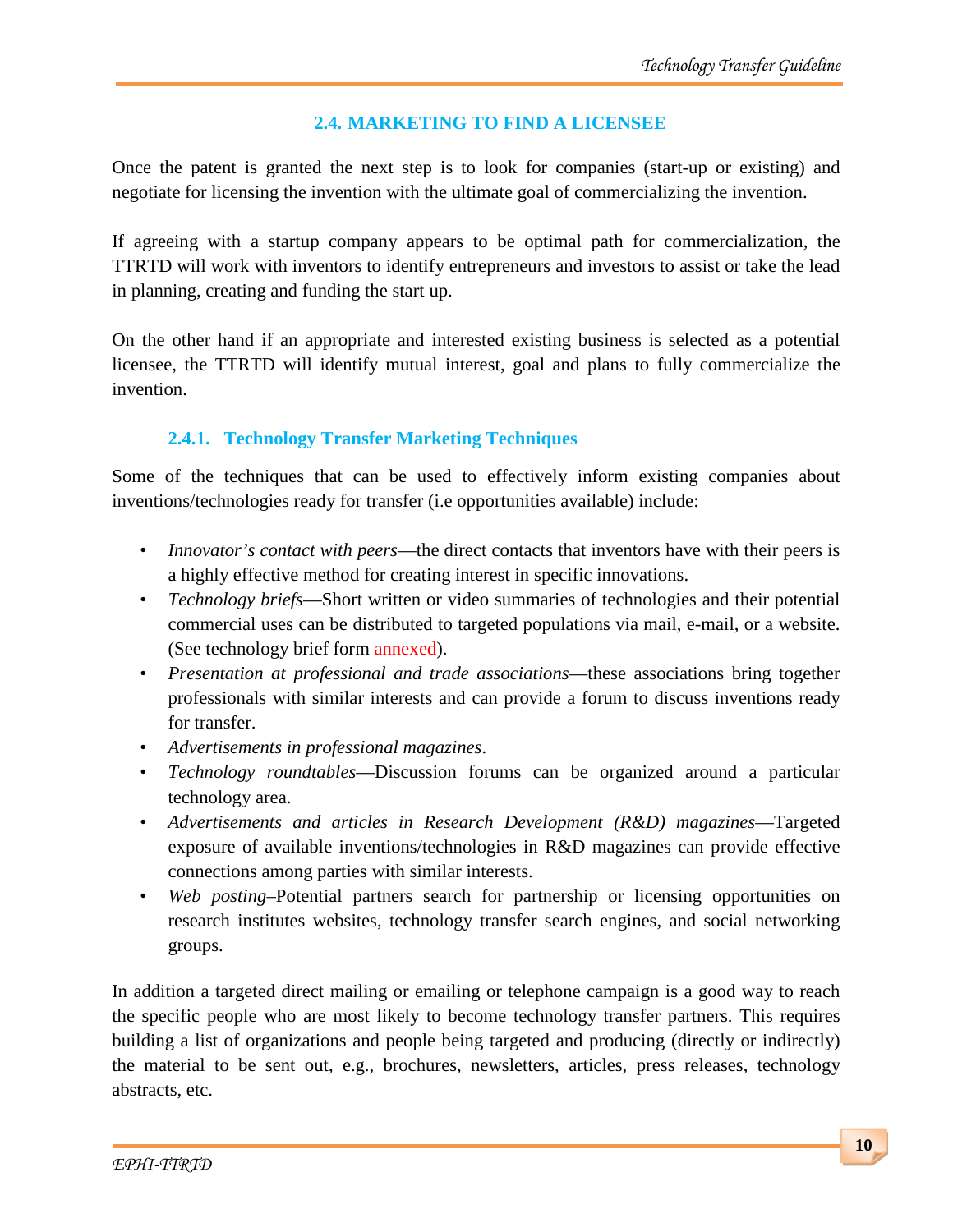## 2.4. MARKETING TO FIND A LICENSEE

Once the patent is granted the next step is to look for companies (start-up or existing) and negotiate for licensing the invention with the ultimate goal of commercializing the invention.

If agreeing with a startup company appears to be optimal path for commercialization, the TTRTD will work with inventors to identify entrepreneurs and investors to assist or take the lead in planning, creating and funding the start up.

On the other hand if an appropriate and interested existing business is selected as a potential licensee, the TTRTD will identify mutual interest, goal and plans to fully commercialize the invention.

### 2.4.1. Technology Transfer Marketing Techniques

Some of the techniques that can be used to effectively inform existing companies about inventions/technologies ready for transfer (i.e opportunities available) include:

- *Innovator's contact with peers*—the direct contacts that inventors have with their peers is a highly effective method for creating interest in specific innovations.
- *Technology briefs*—Short written or video summaries of technologies and their potential commercial uses can be distributed to targeted populations via mail, e-mail, or a website. (See technology brief form annexed).
- *Presentation at professional and trade associations*—these associations bring together professionals with similar interests and can provide a forum to discuss inventions ready for transfer.
- *Advertisements in professional magazines*.
- *Technology roundtables*—Discussion forums can be organized around a particular technology area.
- *Advertisements and articles in Research Development (R&D) magazines*—Targeted exposure of available inventions/technologies in R&D magazines can provide effective connections among parties with similar interests.
- *Web posting*–Potential partners search for partnership or licensing opportunities on research institutes websites, technology transfer search engines, and social networking groups.

In addition a targeted direct mailing or emailing or telephone campaign is a good way to reach the specific people who are most likely to become technology transfer partners. This requires building a list of organizations and people being targeted and producing (directly or indirectly) the material to be sent out, e.g., brochures, newsletters, articles, press releases, technology abstracts, etc.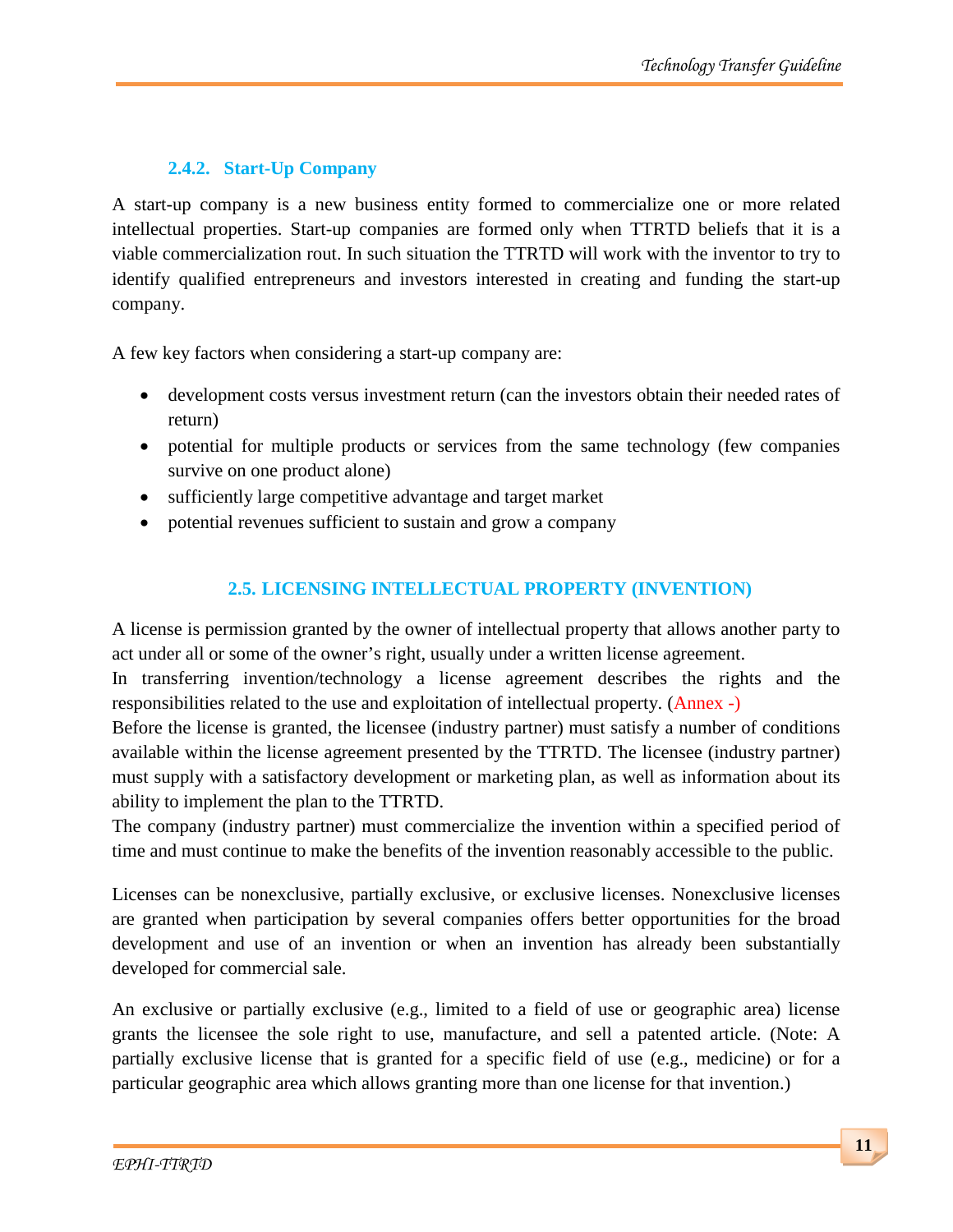### 2.4.2. Start-Up Company

A start-up company is a new business entity formed to commercialize one or more related intellectual properties. Start-up companies are formed only when TTRTD beliefs that it is a viable commercialization rout. In such situation the TTRTD will work with the inventor to try to identify qualified entrepreneurs and investors interested in creating and funding the start-up company.

A few key factors when considering a start-up company are:

- development costs versus investment return (can the investors obtain their needed rates of return)
- potential for multiple products or services from the same technology (few companies survive on one product alone)
- sufficiently large competitive advantage and target market
- potential revenues sufficient to sustain and grow a company

## 2.5. LICENSING INTELLECTUAL PROPERTY (INVENTION)

A license is permission granted by the owner of intellectual property that allows another party to act under all or some of the owner's right, usually under a written license agreement.

In transferring invention/technology a license agreement describes the rights and the responsibilities related to the use and exploitation of intellectual property. (Annex -)

Before the license is granted, the licensee (industry partner) must satisfy a number of conditions available within the license agreement presented by the TTRTD. The licensee (industry partner) must supply with a satisfactory development or marketing plan, as well as information about its ability to implement the plan to the TTRTD.

The company (industry partner) must commercialize the invention within a specified period of time and must continue to make the benefits of the invention reasonably accessible to the public.

Licenses can be nonexclusive, partially exclusive, or exclusive licenses. Nonexclusive licenses are granted when participation by several companies offers better opportunities for the broad development and use of an invention or when an invention has already been substantially developed for commercial sale.

An exclusive or partially exclusive (e.g., limited to a field of use or geographic area) license grants the licensee the sole right to use, manufacture, and sell a patented article. (Note: A partially exclusive license that is granted for a specific field of use (e.g., medicine) or for a particular geographic area which allows granting more than one license for that invention.)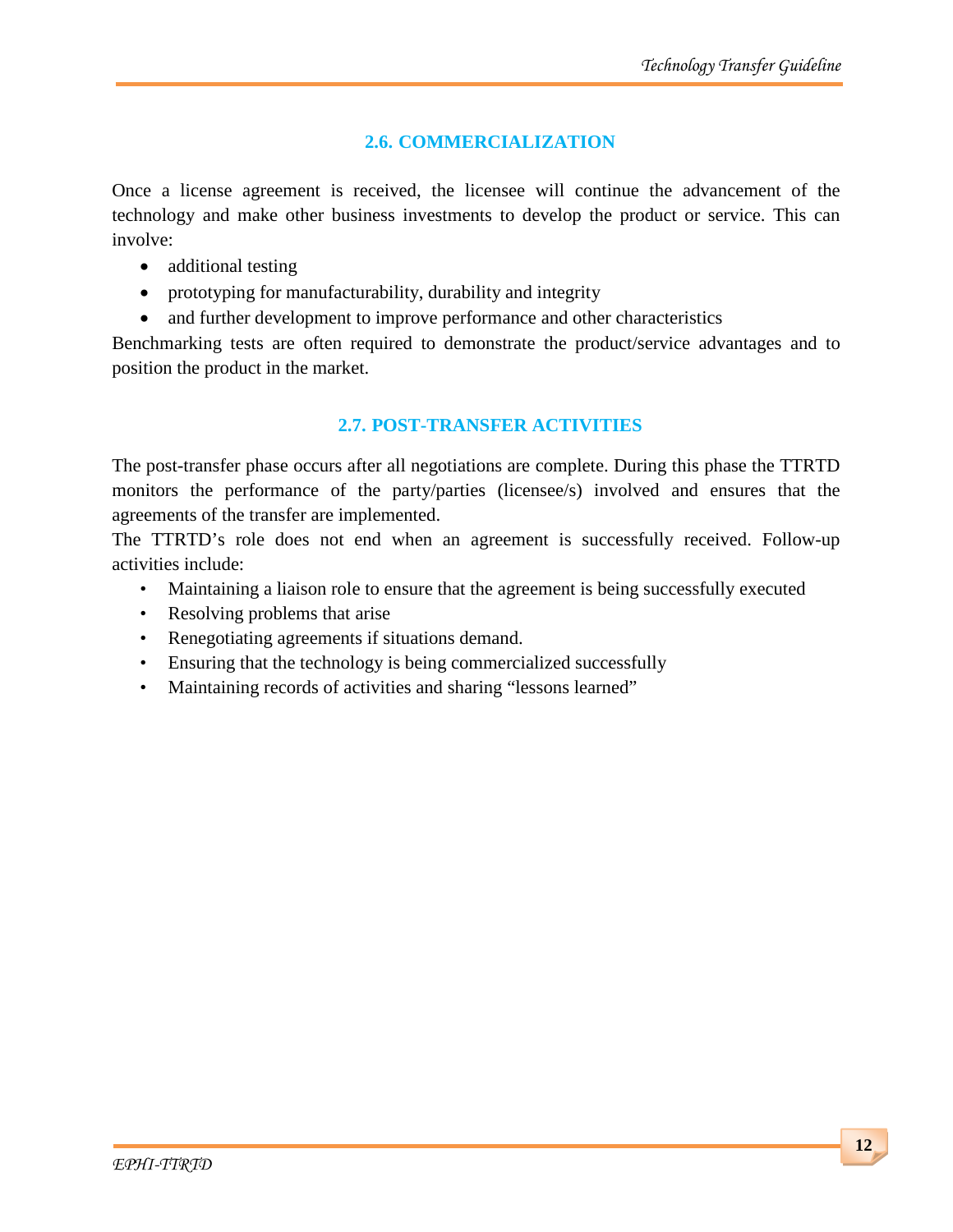## 2.6. COMMERCIALIZATION

Once a license agreement is received, the licensee will continue the advancement of the technology and make other business investments to develop the product or service. This can involve:

- additional testing
- prototyping for manufacturability, durability and integrity
- and further development to improve performance and other characteristics

Benchmarking tests are often required to demonstrate the product/service advantages and to position the product in the market.

## 2.7. POST-TRANSFER ACTIVITIES

The post-transfer phase occurs after all negotiations are complete. During this phase the TTRTD monitors the performance of the party/parties (licensee/s) involved and ensures that the agreements of the transfer are implemented.

The TTRTD's role does not end when an agreement is successfully received. Follow-up activities include:

- Maintaining a liaison role to ensure that the agreement is being successfully executed
- Resolving problems that arise
- Renegotiating agreements if situations demand.
- Ensuring that the technology is being commercialized successfully
- Maintaining records of activities and sharing "lessons learned"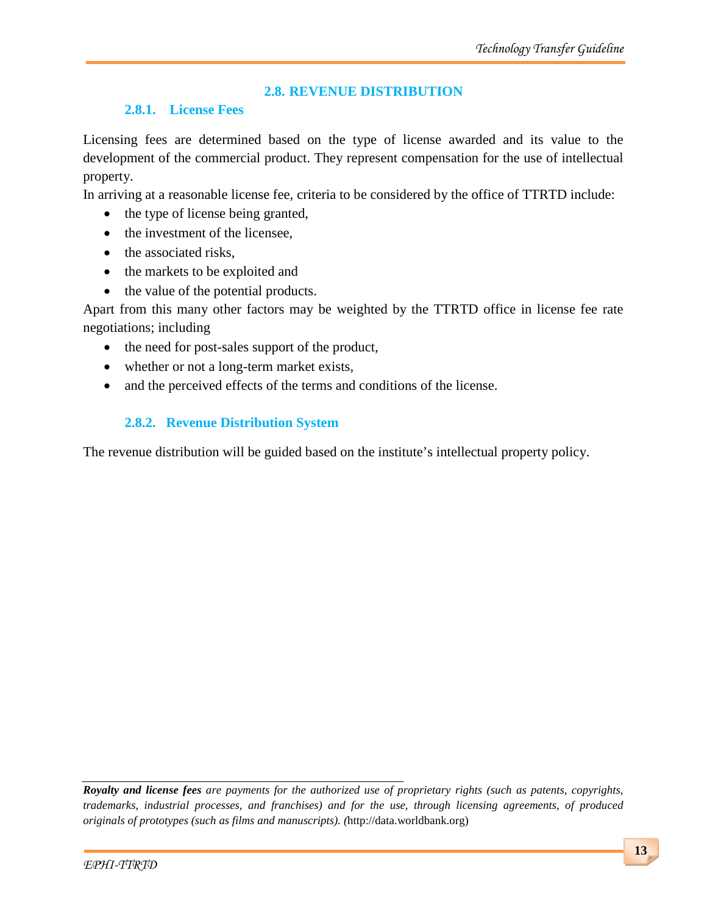## 2.8. REVENUE DISTRIBUTION

### 2.8.1. License Fees

Licensing fees are determined based on the type of license awarded and its value to the development of the commercial product. They represent compensation for the use of intellectual property.

In arriving at a reasonable license fee, criteria to be considered by the office of TTRTD include:

- the type of license being granted,
- the investment of the licensee,
- the associated risks,
- the markets to be exploited and
- the value of the potential products.

Apart from this many other factors may be weighted by the TTRTD office in license fee rate negotiations; including

- the need for post-sales support of the product,
- whether or not a long-term market exists,
- and the perceived effects of the terms and conditions of the license.

### 2.8.2. Revenue Distribution System

The revenue distribution will be guided based on the institute's intellectual property policy.

---

***Royalty and license fees*** *are payments for the authorized use of proprietary rights (such as patents, copyrights, trademarks, industrial processes, and franchises) and for the use, through licensing agreements, of produced originals of prototypes (such as films and manuscripts). (*http://data.worldbank.org)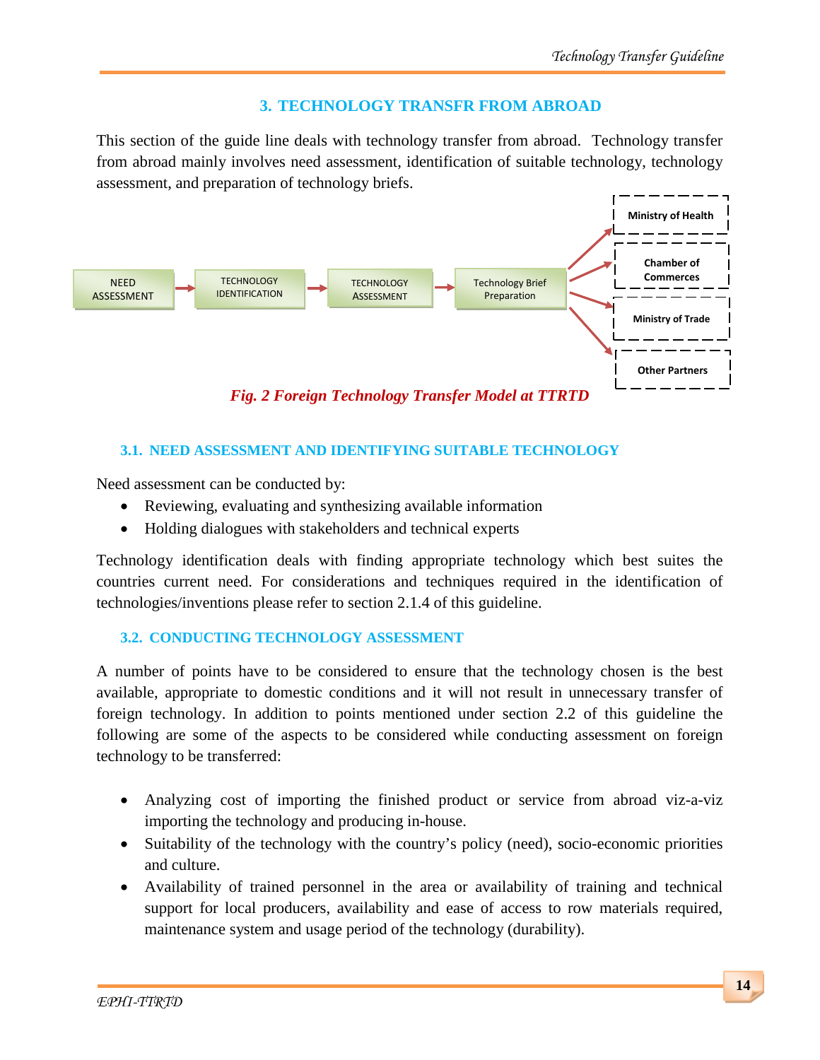## 3. TECHNOLOGY TRANSFR FROM ABROAD

This section of the guide line deals with technology transfer from abroad. Technology transfer from abroad mainly involves need assessment, identification of suitable technology, technology assessment, and preparation of technology briefs.

*Fig. 2 Foreign Technology Transfer Model at TTRTD*

### 3.1. NEED ASSESSMENT AND IDENTIFYING SUITABLE TECHNOLOGY

Need assessment can be conducted by:

- Reviewing, evaluating and synthesizing available information
- Holding dialogues with stakeholders and technical experts

Technology identification deals with finding appropriate technology which best suites the countries current need. For considerations and techniques required in the identification of technologies/inventions please refer to section 2.1.4 of this guideline.

### 3.2. CONDUCTING TECHNOLOGY ASSESSMENT

A number of points have to be considered to ensure that the technology chosen is the best available, appropriate to domestic conditions and it will not result in unnecessary transfer of foreign technology. In addition to points mentioned under section 2.2 of this guideline the following are some of the aspects to be considered while conducting assessment on foreign technology to be transferred:

- Analyzing cost of importing the finished product or service from abroad viz-a-viz importing the technology and producing in-house.
- Suitability of the technology with the country's policy (need), socio-economic priorities and culture.
- Availability of trained personnel in the area or availability of training and technical support for local producers, availability and ease of access to row materials required, maintenance system and usage period of the technology (durability).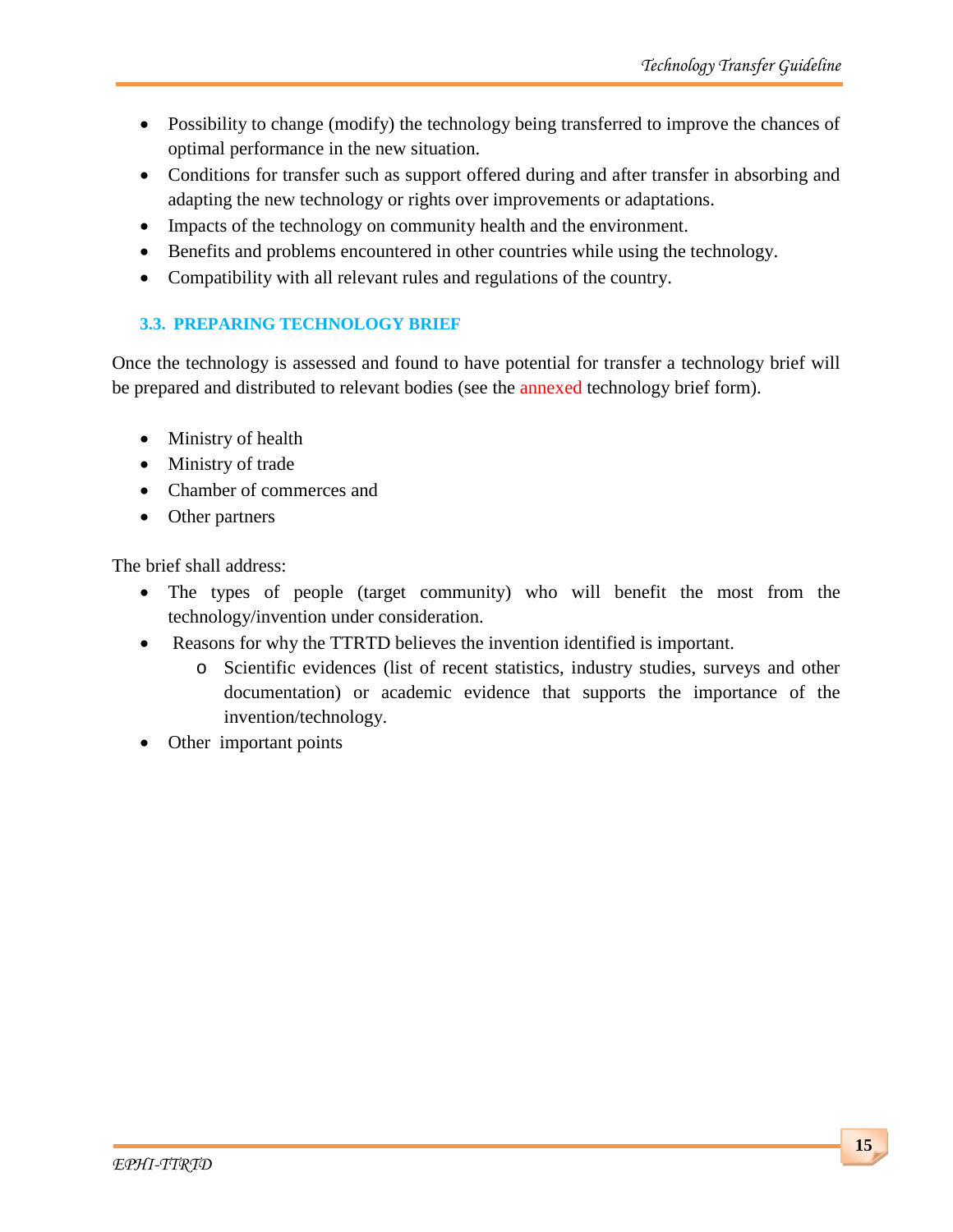- Possibility to change (modify) the technology being transferred to improve the chances of optimal performance in the new situation.
- Conditions for transfer such as support offered during and after transfer in absorbing and adapting the new technology or rights over improvements or adaptations.
- Impacts of the technology on community health and the environment.
- Benefits and problems encountered in other countries while using the technology.
- Compatibility with all relevant rules and regulations of the country.

### 3.3. PREPARING TECHNOLOGY BRIEF

Once the technology is assessed and found to have potential for transfer a technology brief will be prepared and distributed to relevant bodies (see the annexed technology brief form).

- Ministry of health
- Ministry of trade
- Chamber of commerces and
- Other partners

The brief shall address:

- The types of people (target community) who will benefit the most from the technology/invention under consideration.
- Reasons for why the TTRTD believes the invention identified is important.
  - Scientific evidences (list of recent statistics, industry studies, surveys and other documentation) or academic evidence that supports the importance of the invention/technology.
- Other important points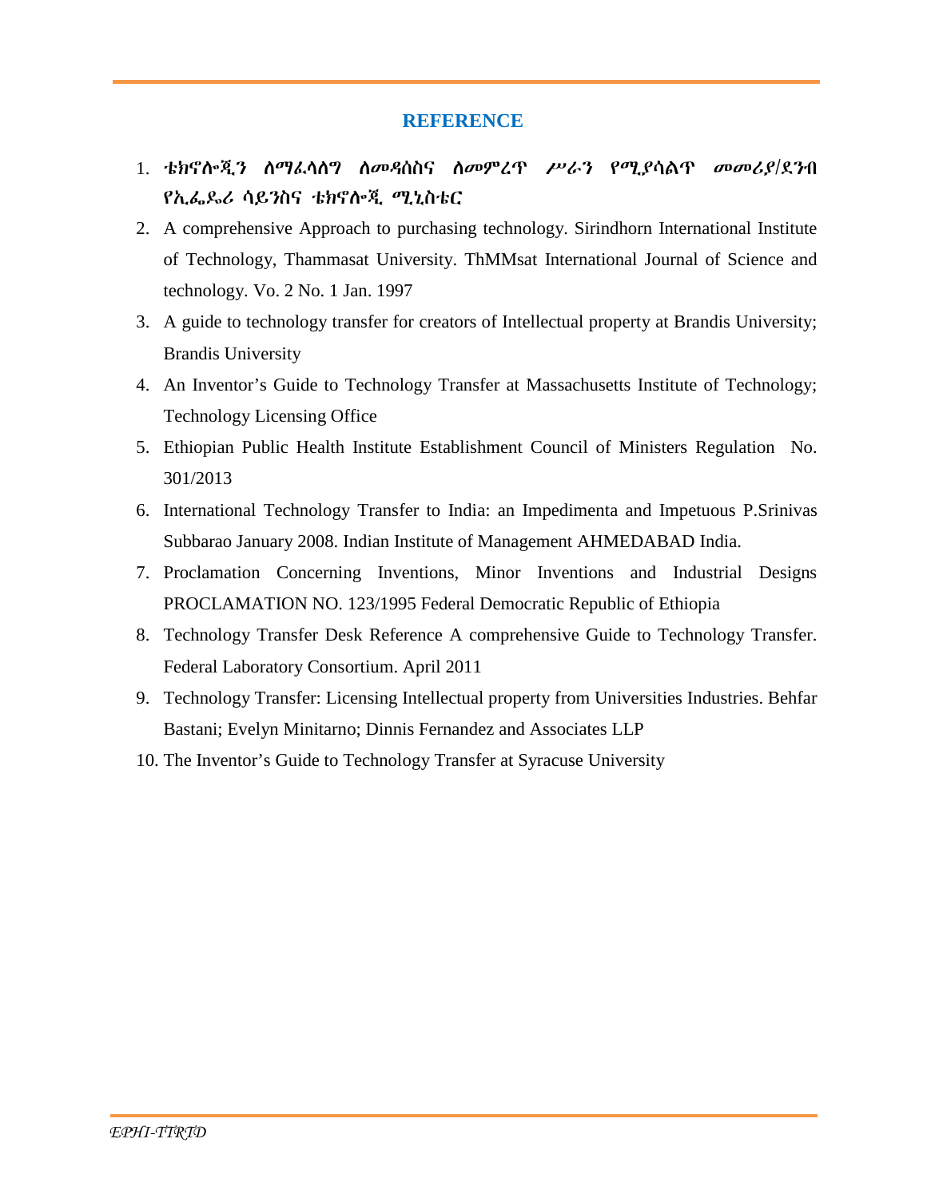## REFERENCE

1. **ቴክኖሎጂን ለማፈላለግ ለመዳሰስና ለመምረጥ ሥራን የሚያሳልጥ መመሪያ/ደንብ የኢፌዴሪ ሳይንስና ቴክኖሎጂ ሚኒስቴር**
2. A comprehensive Approach to purchasing technology. Sirindhorn International Institute of Technology, Thammasat University. ThMMsat International Journal of Science and technology. Vo. 2 No. 1 Jan. 1997
3. A guide to technology transfer for creators of Intellectual property at Brandis University; Brandis University
4. An Inventor's Guide to Technology Transfer at Massachusetts Institute of Technology; Technology Licensing Office
5. Ethiopian Public Health Institute Establishment Council of Ministers Regulation No. 301/2013
6. International Technology Transfer to India: an Impedimenta and Impetuous P.Srinivas Subbarao January 2008. Indian Institute of Management AHMEDABAD India.
7. Proclamation Concerning Inventions, Minor Inventions and Industrial Designs PROCLAMATION NO. 123/1995 Federal Democratic Republic of Ethiopia
8. Technology Transfer Desk Reference A comprehensive Guide to Technology Transfer. Federal Laboratory Consortium. April 2011
9. Technology Transfer: Licensing Intellectual property from Universities Industries. Behfar Bastani; Evelyn Minitarno; Dinnis Fernandez and Associates LLP
10. The Inventor's Guide to Technology Transfer at Syracuse University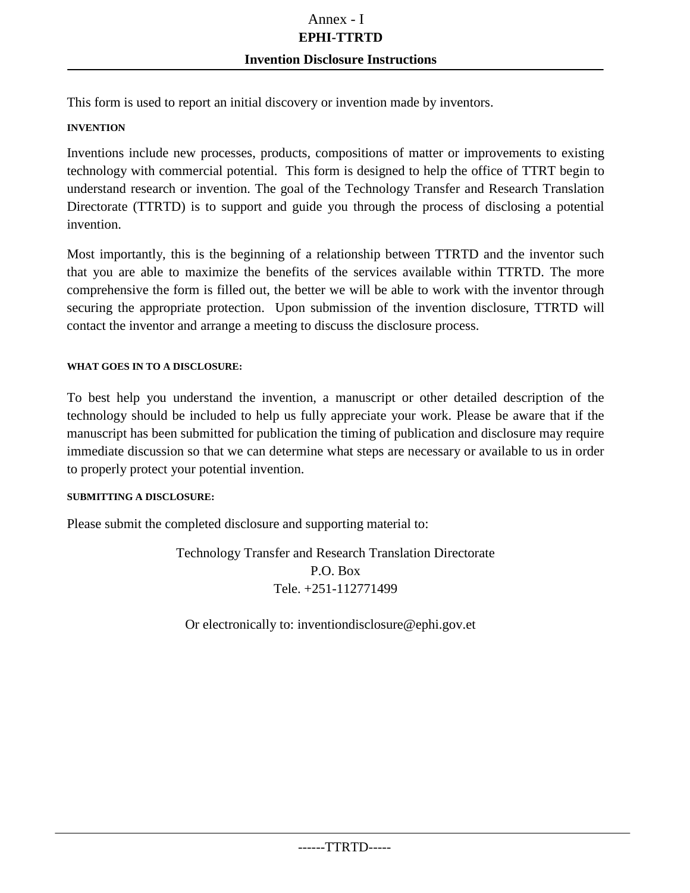Annex - I

# EPHI-TTRTD

## Invention Disclosure Instructions

This form is used to report an initial discovery or invention made by inventors.

**INVENTION**

Inventions include new processes, products, compositions of matter or improvements to existing technology with commercial potential. This form is designed to help the office of TTRT begin to understand research or invention. The goal of the Technology Transfer and Research Translation Directorate (TTRTD) is to support and guide you through the process of disclosing a potential invention.

Most importantly, this is the beginning of a relationship between TTRTD and the inventor such that you are able to maximize the benefits of the services available within TTRTD. The more comprehensive the form is filled out, the better we will be able to work with the inventor through securing the appropriate protection. Upon submission of the invention disclosure, TTRTD will contact the inventor and arrange a meeting to discuss the disclosure process.

**WHAT GOES IN TO A DISCLOSURE:**

To best help you understand the invention, a manuscript or other detailed description of the technology should be included to help us fully appreciate your work. Please be aware that if the manuscript has been submitted for publication the timing of publication and disclosure may require immediate discussion so that we can determine what steps are necessary or available to us in order to properly protect your potential invention.

**SUBMITTING A DISCLOSURE:**

Please submit the completed disclosure and supporting material to:

Technology Transfer and Research Translation Directorate
P.O. Box
Tele. +251-112771499

Or electronically to: inventiondisclosure@ephi.gov.et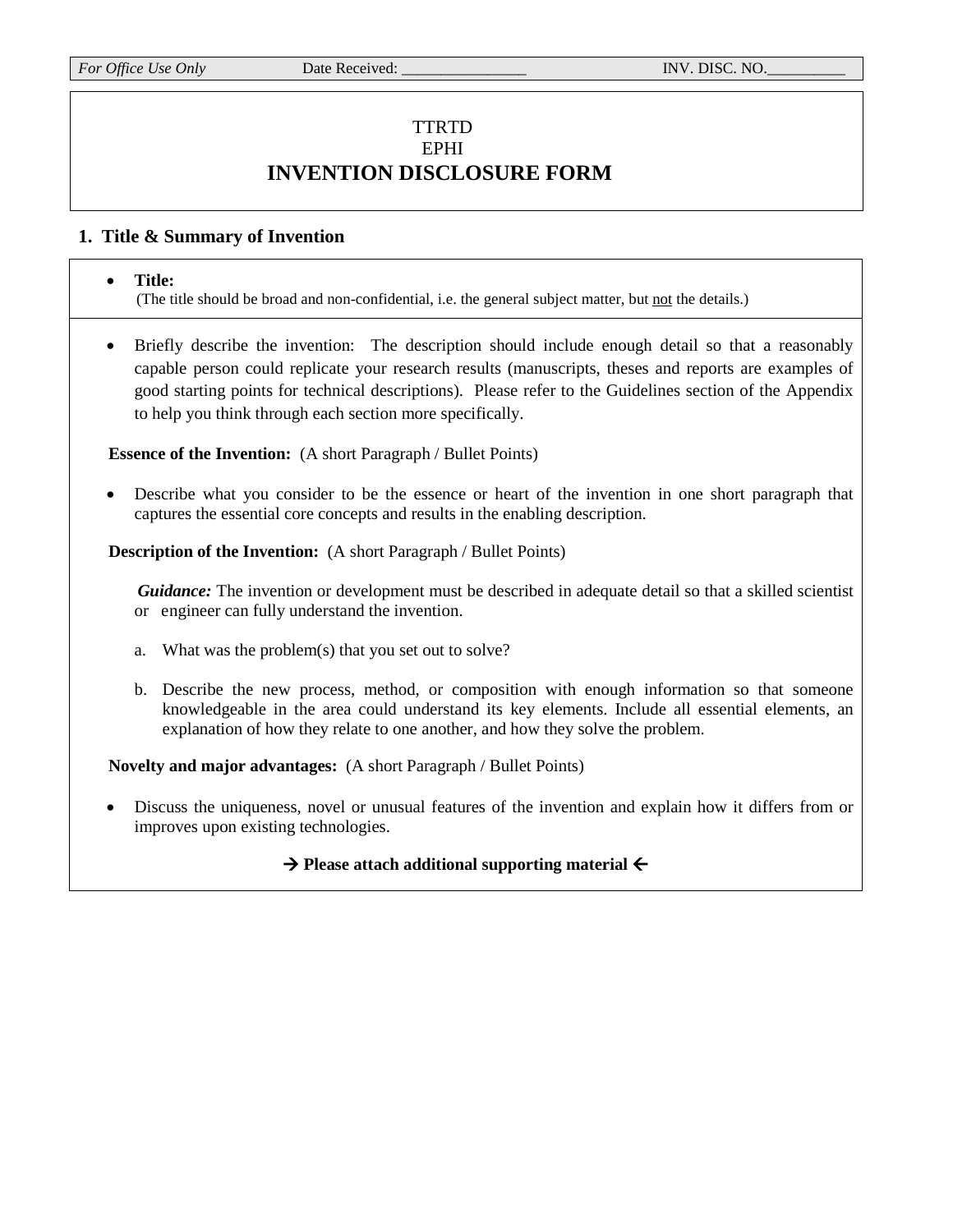| *For Office Use Only* | Date Received: ________________ | INV. DISC. NO.__________ |
| --- | --- | --- |

TTRTD

EPHI

# INVENTION DISCLOSURE FORM

## 1. Title & Summary of Invention

- **Title:**
  (The title should be broad and non-confidential, i.e. the general subject matter, but <u>not</u> the details.)

- Briefly describe the invention: The description should include enough detail so that a reasonably capable person could replicate your research results (manuscripts, theses and reports are examples of good starting points for technical descriptions). Please refer to the Guidelines section of the Appendix to help you think through each section more specifically.

**Essence of the Invention:** (A short Paragraph / Bullet Points)

- Describe what you consider to be the essence or heart of the invention in one short paragraph that captures the essential core concepts and results in the enabling description.

**Description of the Invention:** (A short Paragraph / Bullet Points)

***Guidance:*** The invention or development must be described in adequate detail so that a skilled scientist or engineer can fully understand the invention.

a. What was the problem(s) that you set out to solve?

b. Describe the new process, method, or composition with enough information so that someone knowledgeable in the area could understand its key elements. Include all essential elements, an explanation of how they relate to one another, and how they solve the problem.

**Novelty and major advantages:** (A short Paragraph / Bullet Points)

- Discuss the uniqueness, novel or unusual features of the invention and explain how it differs from or improves upon existing technologies.

**→ Please attach additional supporting material ←**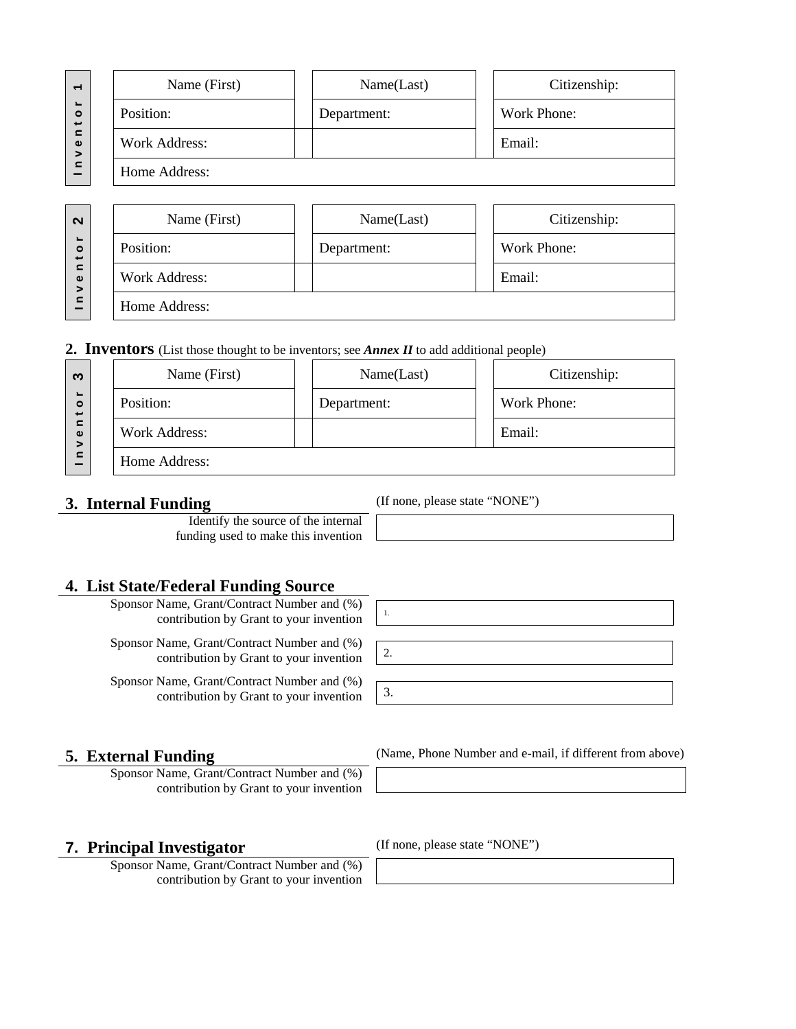**Inventor 1**

| Name (First) | Name(Last) | Citizenship: |
|---|---|---|
| Position: | Department: | Work Phone: |
| Work Address: | | Email: |
| Home Address: | | |

**Inventor 2**

| Name (First) | Name(Last) | Citizenship: |
|---|---|---|
| Position: | Department: | Work Phone: |
| Work Address: | | Email: |
| Home Address: | | |

## 2. Inventors (List those thought to be inventors; see ***Annex II*** to add additional people)

**Inventor 3**

| Name (First) | Name(Last) | Citizenship: |
|---|---|---|
| Position: | Department: | Work Phone: |
| Work Address: | | Email: |
| Home Address: | | |

## 3. Internal Funding

(If none, please state "NONE")

Identify the source of the internal funding used to make this invention

## 4. List State/Federal Funding Source

Sponsor Name, Grant/Contract Number and (%) contribution by Grant to your invention: 1.

Sponsor Name, Grant/Contract Number and (%) contribution by Grant to your invention: 2.

Sponsor Name, Grant/Contract Number and (%) contribution by Grant to your invention: 3.

## 5. External Funding

(Name, Phone Number and e-mail, if different from above)

Sponsor Name, Grant/Contract Number and (%) contribution by Grant to your invention

## 7. Principal Investigator

(If none, please state "NONE")

Sponsor Name, Grant/Contract Number and (%) contribution by Grant to your invention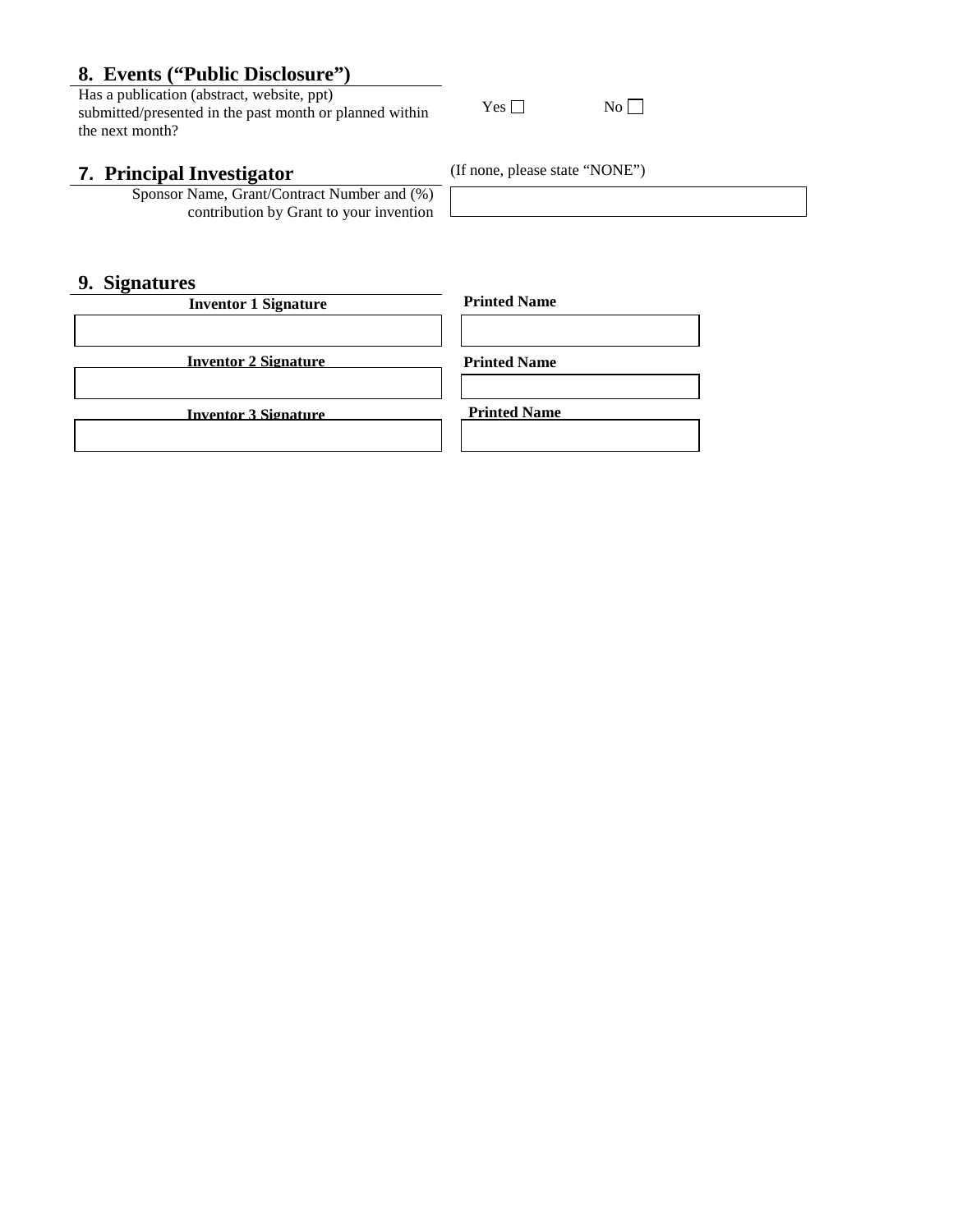## 8. Events ("Public Disclosure")

Has a publication (abstract, website, ppt) submitted/presented in the past month or planned within the next month?

Yes ☐ No ☐

## 7. Principal Investigator

(If none, please state "NONE")

Sponsor Name, Grant/Contract Number and (%) contribution by Grant to your invention

## 9. Signatures

| Inventor 1 Signature | Printed Name |
| --- | --- |
| | |

| Inventor 2 Signature | Printed Name |
| --- | --- |
| | |

| Inventor 3 Signature | Printed Name |
| --- | --- |
| | |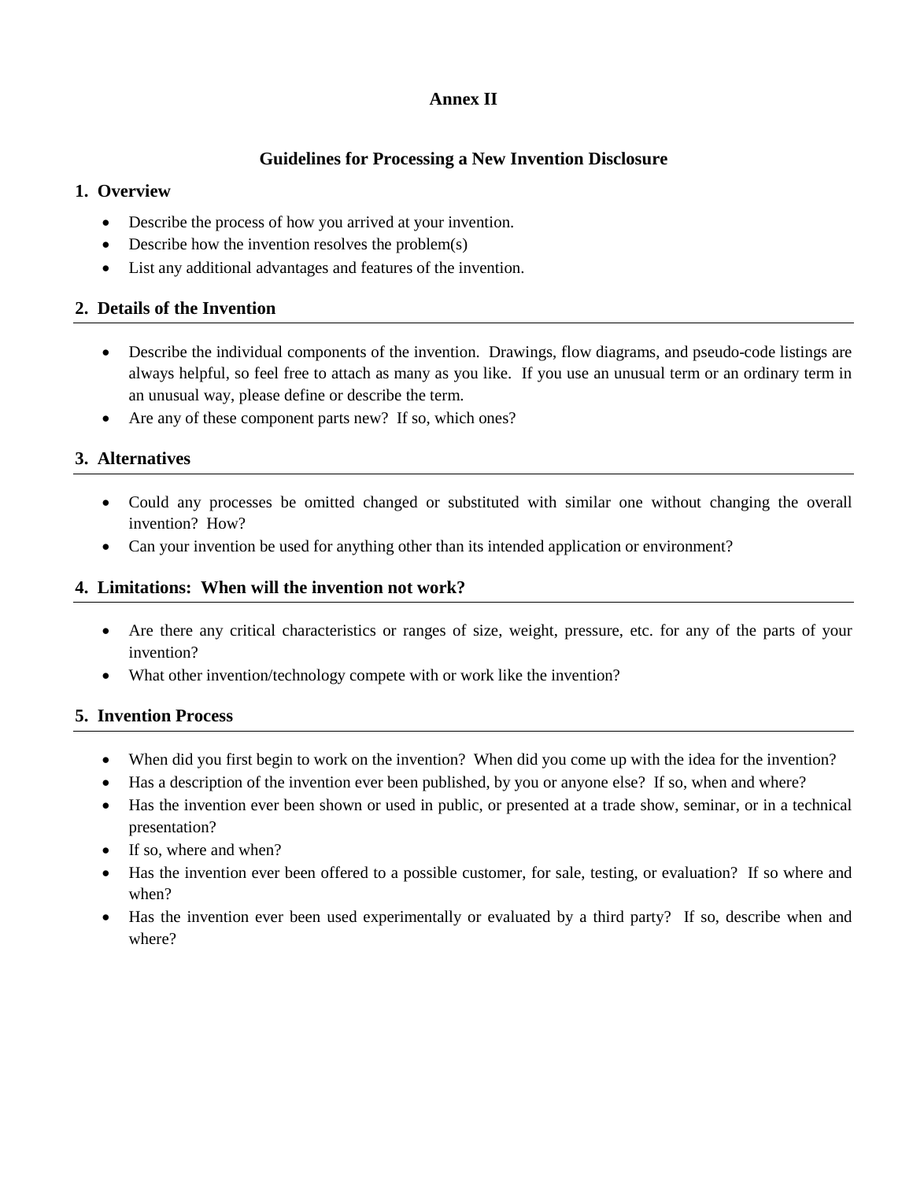# Annex II

## Guidelines for Processing a New Invention Disclosure

### 1. Overview

- Describe the process of how you arrived at your invention.
- Describe how the invention resolves the problem(s)
- List any additional advantages and features of the invention.

### 2. Details of the Invention

- Describe the individual components of the invention. Drawings, flow diagrams, and pseudo-code listings are always helpful, so feel free to attach as many as you like. If you use an unusual term or an ordinary term in an unusual way, please define or describe the term.
- Are any of these component parts new? If so, which ones?

### 3. Alternatives

- Could any processes be omitted changed or substituted with similar one without changing the overall invention? How?
- Can your invention be used for anything other than its intended application or environment?

### 4. Limitations: When will the invention not work?

- Are there any critical characteristics or ranges of size, weight, pressure, etc. for any of the parts of your invention?
- What other invention/technology compete with or work like the invention?

### 5. Invention Process

- When did you first begin to work on the invention? When did you come up with the idea for the invention?
- Has a description of the invention ever been published, by you or anyone else? If so, when and where?
- Has the invention ever been shown or used in public, or presented at a trade show, seminar, or in a technical presentation?
- If so, where and when?
- Has the invention ever been offered to a possible customer, for sale, testing, or evaluation? If so where and when?
- Has the invention ever been used experimentally or evaluated by a third party? If so, describe when and where?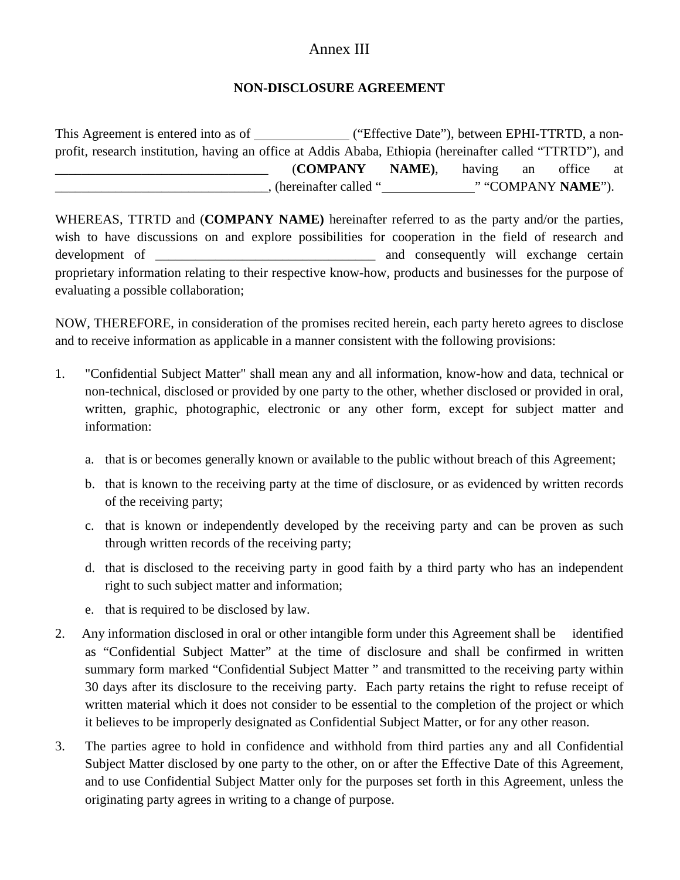# Annex III

## NON-DISCLOSURE AGREEMENT

This Agreement is entered into as of ______________ ("Effective Date"), between EPHI-TTRTD, a non-profit, research institution, having an office at Addis Ababa, Ethiopia (hereinafter called "TTRTD"), and ________________________________ (**COMPANY NAME)**, having an office at ________________________________, (hereinafter called "______________" "COMPANY **NAME**").

WHEREAS, TTRTD and (**COMPANY NAME)** hereinafter referred to as the party and/or the parties, wish to have discussions on and explore possibilities for cooperation in the field of research and development of _________________________________ and consequently will exchange certain proprietary information relating to their respective know-how, products and businesses for the purpose of evaluating a possible collaboration;

NOW, THEREFORE, in consideration of the promises recited herein, each party hereto agrees to disclose and to receive information as applicable in a manner consistent with the following provisions:

1. "Confidential Subject Matter" shall mean any and all information, know-how and data, technical or non-technical, disclosed or provided by one party to the other, whether disclosed or provided in oral, written, graphic, photographic, electronic or any other form, except for subject matter and information:

   a. that is or becomes generally known or available to the public without breach of this Agreement;

   b. that is known to the receiving party at the time of disclosure, or as evidenced by written records of the receiving party;

   c. that is known or independently developed by the receiving party and can be proven as such through written records of the receiving party;

   d. that is disclosed to the receiving party in good faith by a third party who has an independent right to such subject matter and information;

   e. that is required to be disclosed by law.

2. Any information disclosed in oral or other intangible form under this Agreement shall be identified as "Confidential Subject Matter" at the time of disclosure and shall be confirmed in written summary form marked "Confidential Subject Matter " and transmitted to the receiving party within 30 days after its disclosure to the receiving party. Each party retains the right to refuse receipt of written material which it does not consider to be essential to the completion of the project or which it believes to be improperly designated as Confidential Subject Matter, or for any other reason.

3. The parties agree to hold in confidence and withhold from third parties any and all Confidential Subject Matter disclosed by one party to the other, on or after the Effective Date of this Agreement, and to use Confidential Subject Matter only for the purposes set forth in this Agreement, unless the originating party agrees in writing to a change of purpose.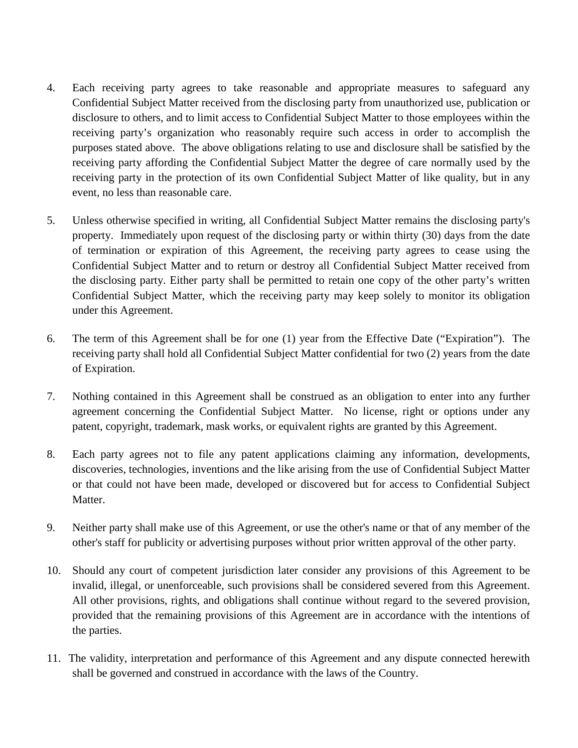4. Each receiving party agrees to take reasonable and appropriate measures to safeguard any Confidential Subject Matter received from the disclosing party from unauthorized use, publication or disclosure to others, and to limit access to Confidential Subject Matter to those employees within the receiving party's organization who reasonably require such access in order to accomplish the purposes stated above. The above obligations relating to use and disclosure shall be satisfied by the receiving party affording the Confidential Subject Matter the degree of care normally used by the receiving party in the protection of its own Confidential Subject Matter of like quality, but in any event, no less than reasonable care.

5. Unless otherwise specified in writing, all Confidential Subject Matter remains the disclosing party's property. Immediately upon request of the disclosing party or within thirty (30) days from the date of termination or expiration of this Agreement, the receiving party agrees to cease using the Confidential Subject Matter and to return or destroy all Confidential Subject Matter received from the disclosing party. Either party shall be permitted to retain one copy of the other party's written Confidential Subject Matter, which the receiving party may keep solely to monitor its obligation under this Agreement.

6. The term of this Agreement shall be for one (1) year from the Effective Date ("Expiration"). The receiving party shall hold all Confidential Subject Matter confidential for two (2) years from the date of Expiration.

7. Nothing contained in this Agreement shall be construed as an obligation to enter into any further agreement concerning the Confidential Subject Matter. No license, right or options under any patent, copyright, trademark, mask works, or equivalent rights are granted by this Agreement.

8. Each party agrees not to file any patent applications claiming any information, developments, discoveries, technologies, inventions and the like arising from the use of Confidential Subject Matter or that could not have been made, developed or discovered but for access to Confidential Subject Matter.

9. Neither party shall make use of this Agreement, or use the other's name or that of any member of the other's staff for publicity or advertising purposes without prior written approval of the other party.

10. Should any court of competent jurisdiction later consider any provisions of this Agreement to be invalid, illegal, or unenforceable, such provisions shall be considered severed from this Agreement. All other provisions, rights, and obligations shall continue without regard to the severed provision, provided that the remaining provisions of this Agreement are in accordance with the intentions of the parties.

11. The validity, interpretation and performance of this Agreement and any dispute connected herewith shall be governed and construed in accordance with the laws of the Country.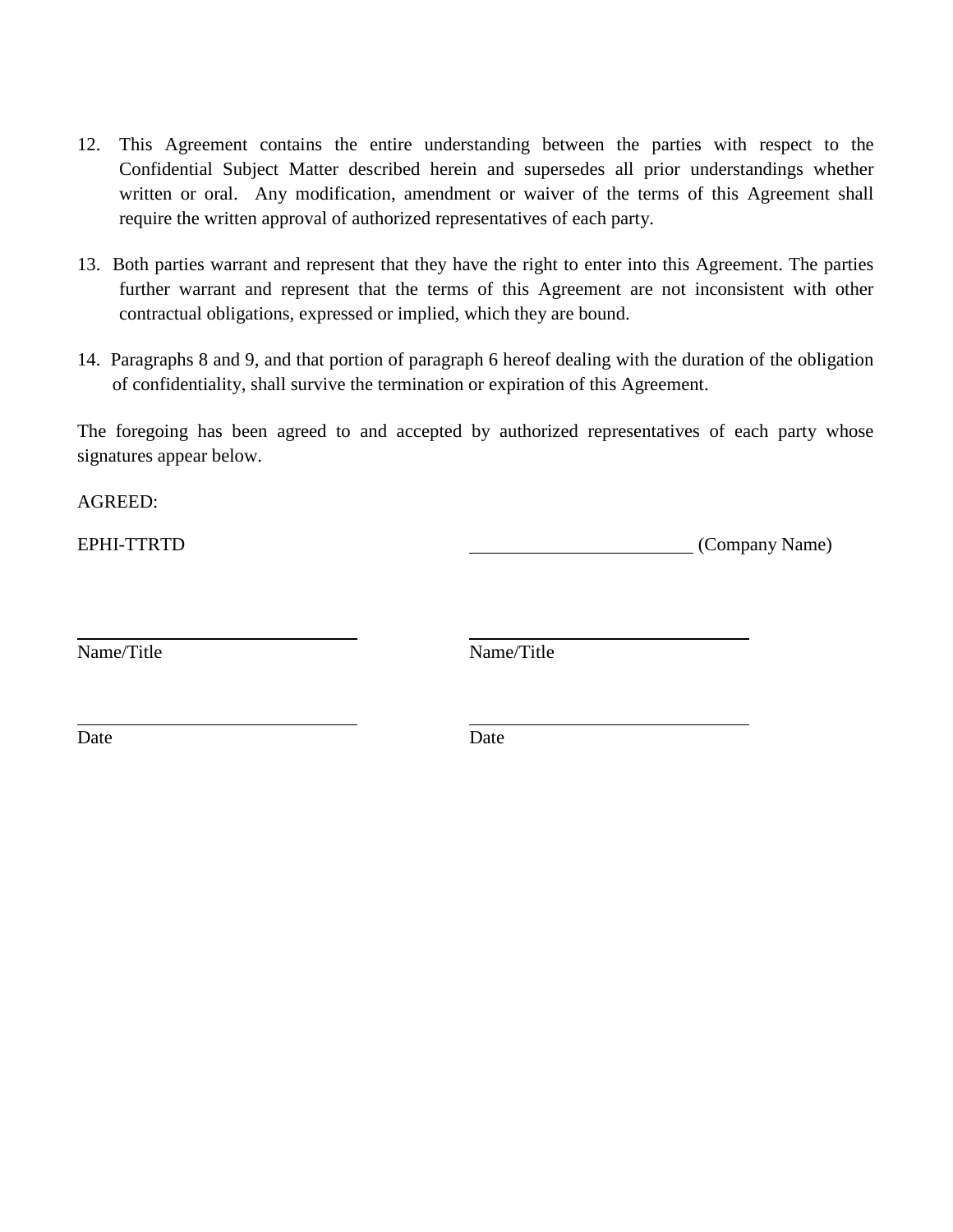12. This Agreement contains the entire understanding between the parties with respect to the Confidential Subject Matter described herein and supersedes all prior understandings whether written or oral. Any modification, amendment or waiver of the terms of this Agreement shall require the written approval of authorized representatives of each party.

13. Both parties warrant and represent that they have the right to enter into this Agreement. The parties further warrant and represent that the terms of this Agreement are not inconsistent with other contractual obligations, expressed or implied, which they are bound.

14. Paragraphs 8 and 9, and that portion of paragraph 6 hereof dealing with the duration of the obligation of confidentiality, shall survive the termination or expiration of this Agreement.

The foregoing has been agreed to and accepted by authorized representatives of each party whose signatures appear below.

AGREED:

EPHI-TTRTD ______________________ (Company Name)

______________________ ______________________

Name/Title Name/Title

______________________ ______________________

Date Date